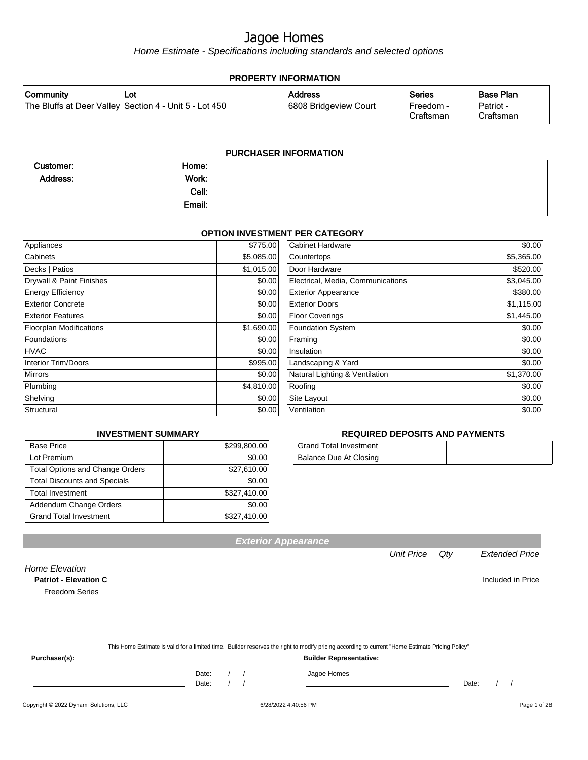# Jagoe Homes

*Home Estimate - Specifications including standards and selected options*

## PROPERTY INFORMATION

| Community | Lot | Address | Series | Base Plan |
|---|---|---|---|---|
| The Bluffs at Deer Valley | Section 4 - Unit 5 - Lot 450 | 6808 Bridgeview Court | Freedom - Craftsman | Patriot - Craftsman |

## PURCHASER INFORMATION

| | | | |
|---|---|---|---|
| Customer: | | Home: | |
| Address: | | Work: | |
| | | Cell: | |
| | | Email: | |

## OPTION INVESTMENT PER CATEGORY

| Category | Amount | Category | Amount |
|---|---|---|---|
| Appliances | $775.00 | Cabinet Hardware | $0.00 |
| Cabinets | $5,085.00 | Countertops | $5,365.00 |
| Decks \| Patios | $1,015.00 | Door Hardware | $520.00 |
| Drywall & Paint Finishes | $0.00 | Electrical, Media, Communications | $3,045.00 |
| Energy Efficiency | $0.00 | Exterior Appearance | $380.00 |
| Exterior Concrete | $0.00 | Exterior Doors | $1,115.00 |
| Exterior Features | $0.00 | Floor Coverings | $1,445.00 |
| Floorplan Modifications | $1,690.00 | Foundation System | $0.00 |
| Foundations | $0.00 | Framing | $0.00 |
| HVAC | $0.00 | Insulation | $0.00 |
| Interior Trim/Doors | $995.00 | Landscaping & Yard | $0.00 |
| Mirrors | $0.00 | Natural Lighting & Ventilation | $1,370.00 |
| Plumbing | $4,810.00 | Roofing | $0.00 |
| Shelving | $0.00 | Site Layout | $0.00 |
| Structural | $0.00 | Ventilation | $0.00 |

## INVESTMENT SUMMARY

| | |
|---|---|
| Base Price | $299,800.00 |
| Lot Premium | $0.00 |
| Total Options and Change Orders | $27,610.00 |
| Total Discounts and Specials | $0.00 |
| Total Investment | $327,410.00 |
| Addendum Change Orders | $0.00 |
| Grand Total Investment | $327,410.00 |

## REQUIRED DEPOSITS AND PAYMENTS

| | |
|---|---|
| Grand Total Investment | |
| Balance Due At Closing | |

## Exterior Appearance

| | Unit Price | Qty | Extended Price |
|---|---|---|---|
| *Home Elevation* | | | |
| **Patriot - Elevation C**<br>Freedom Series | | | Included in Price |

This Home Estimate is valid for a limited time. Builder reserves the right to modify pricing according to current "Home Estimate Pricing Policy"

**Purchaser(s):**

_______________________ Date: / /

_______________________ Date: / /

**Builder Representative:**

Jagoe Homes

_______________________ Date: / /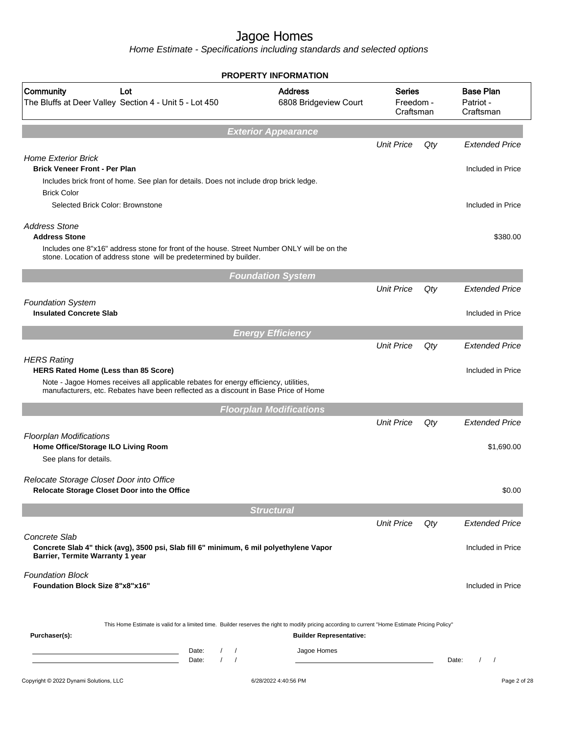# Jagoe Homes

*Home Estimate - Specifications including standards and selected options*

## PROPERTY INFORMATION

| Community | Lot | Address | Series | Base Plan |
|---|---|---|---|---|
| The Bluffs at Deer Valley | Section 4 - Unit 5 - Lot 450 | 6808 Bridgeview Court | Freedom - Craftsman | Patriot - Craftsman |

## Exterior Appearance

| | Unit Price | Qty | Extended Price |
|---|---|---|---|
| *Home Exterior Brick* | | | |
| **Brick Veneer Front - Per Plan** | | | Included in Price |
| Includes brick front of home. See plan for details. Does not include drop brick ledge. | | | |
| Brick Color | | | |
| Selected Brick Color: Brownstone | | | Included in Price |
| *Address Stone* | | | |
| **Address Stone** | | | $380.00 |
| Includes one 8"x16" address stone for front of the house. Street Number ONLY will be on the stone. Location of address stone will be predetermined by builder. | | | |

## Foundation System

| | Unit Price | Qty | Extended Price |
|---|---|---|---|
| *Foundation System* | | | |
| **Insulated Concrete Slab** | | | Included in Price |

## Energy Efficiency

| | Unit Price | Qty | Extended Price |
|---|---|---|---|
| *HERS Rating* | | | |
| **HERS Rated Home (Less than 85 Score)** | | | Included in Price |
| Note - Jagoe Homes receives all applicable rebates for energy efficiency, utilities, manufacturers, etc. Rebates have been reflected as a discount in Base Price of Home | | | |

## Floorplan Modifications

| | Unit Price | Qty | Extended Price |
|---|---|---|---|
| *Floorplan Modifications* | | | |
| **Home Office/Storage ILO Living Room** | | | $1,690.00 |
| See plans for details. | | | |
| *Relocate Storage Closet Door into Office* | | | |
| **Relocate Storage Closet Door into the Office** | | | $0.00 |

## Structural

| | Unit Price | Qty | Extended Price |
|---|---|---|---|
| *Concrete Slab* | | | |
| **Concrete Slab 4" thick (avg), 3500 psi, Slab fill 6" minimum, 6 mil polyethylene Vapor Barrier, Termite Warranty 1 year** | | | Included in Price |
| *Foundation Block* | | | |
| **Foundation Block Size 8"x8"x16"** | | | Included in Price |

This Home Estimate is valid for a limited time. Builder reserves the right to modify pricing according to current "Home Estimate Pricing Policy"

**Purchaser(s):**

Date: / /

Date: / /

**Builder Representative:**

Jagoe Homes

Date: / /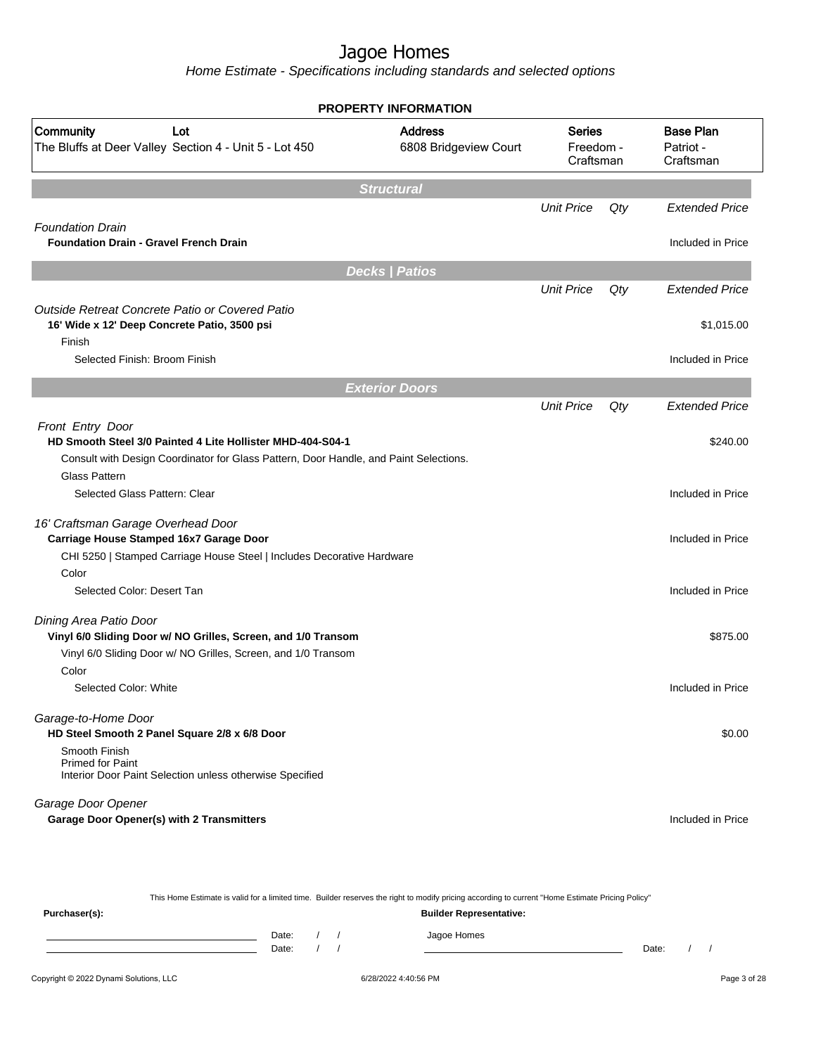# Jagoe Homes

*Home Estimate - Specifications including standards and selected options*

## PROPERTY INFORMATION

| Community | Lot | Address | Series | Base Plan |
|---|---|---|---|---|
| The Bluffs at Deer Valley | Section 4 - Unit 5 - Lot 450 | 6808 Bridgeview Court | Freedom - Craftsman | Patriot - Craftsman |

## Structural

| | Unit Price | Qty | Extended Price |
|---|---|---|---|
| *Foundation Drain* | | | |
| **Foundation Drain - Gravel French Drain** | | | Included in Price |

## Decks | Patios

| | Unit Price | Qty | Extended Price |
|---|---|---|---|
| *Outside Retreat Concrete Patio or Covered Patio* | | | |
| **16' Wide x 12' Deep Concrete Patio, 3500 psi** | | | $1,015.00 |
| Finish | | | |
| Selected Finish: Broom Finish | | | Included in Price |

## Exterior Doors

| | Unit Price | Qty | Extended Price |
|---|---|---|---|
| *Front Entry Door* | | | |
| **HD Smooth Steel 3/0 Painted 4 Lite Hollister MHD-404-S04-1** | | | $240.00 |
| Consult with Design Coordinator for Glass Pattern, Door Handle, and Paint Selections. | | | |
| Glass Pattern | | | |
| Selected Glass Pattern: Clear | | | Included in Price |
| *16' Craftsman Garage Overhead Door* | | | |
| **Carriage House Stamped 16x7 Garage Door** | | | Included in Price |
| CHI 5250 \| Stamped Carriage House Steel \| Includes Decorative Hardware | | | |
| Color | | | |
| Selected Color: Desert Tan | | | Included in Price |
| *Dining Area Patio Door* | | | |
| **Vinyl 6/0 Sliding Door w/ NO Grilles, Screen, and 1/0 Transom** | | | $875.00 |
| Vinyl 6/0 Sliding Door w/ NO Grilles, Screen, and 1/0 Transom | | | |
| Color | | | |
| Selected Color: White | | | Included in Price |
| *Garage-to-Home Door* | | | |
| **HD Steel Smooth 2 Panel Square 2/8 x 6/8 Door** | | | $0.00 |
| Smooth Finish<br>Primed for Paint<br>Interior Door Paint Selection unless otherwise Specified | | | |
| *Garage Door Opener* | | | |
| **Garage Door Opener(s) with 2 Transmitters** | | | Included in Price |

This Home Estimate is valid for a limited time. Builder reserves the right to modify pricing according to current "Home Estimate Pricing Policy"

**Purchaser(s):**

Date: / /

Date: / /

**Builder Representative:**

Jagoe Homes

Date: / /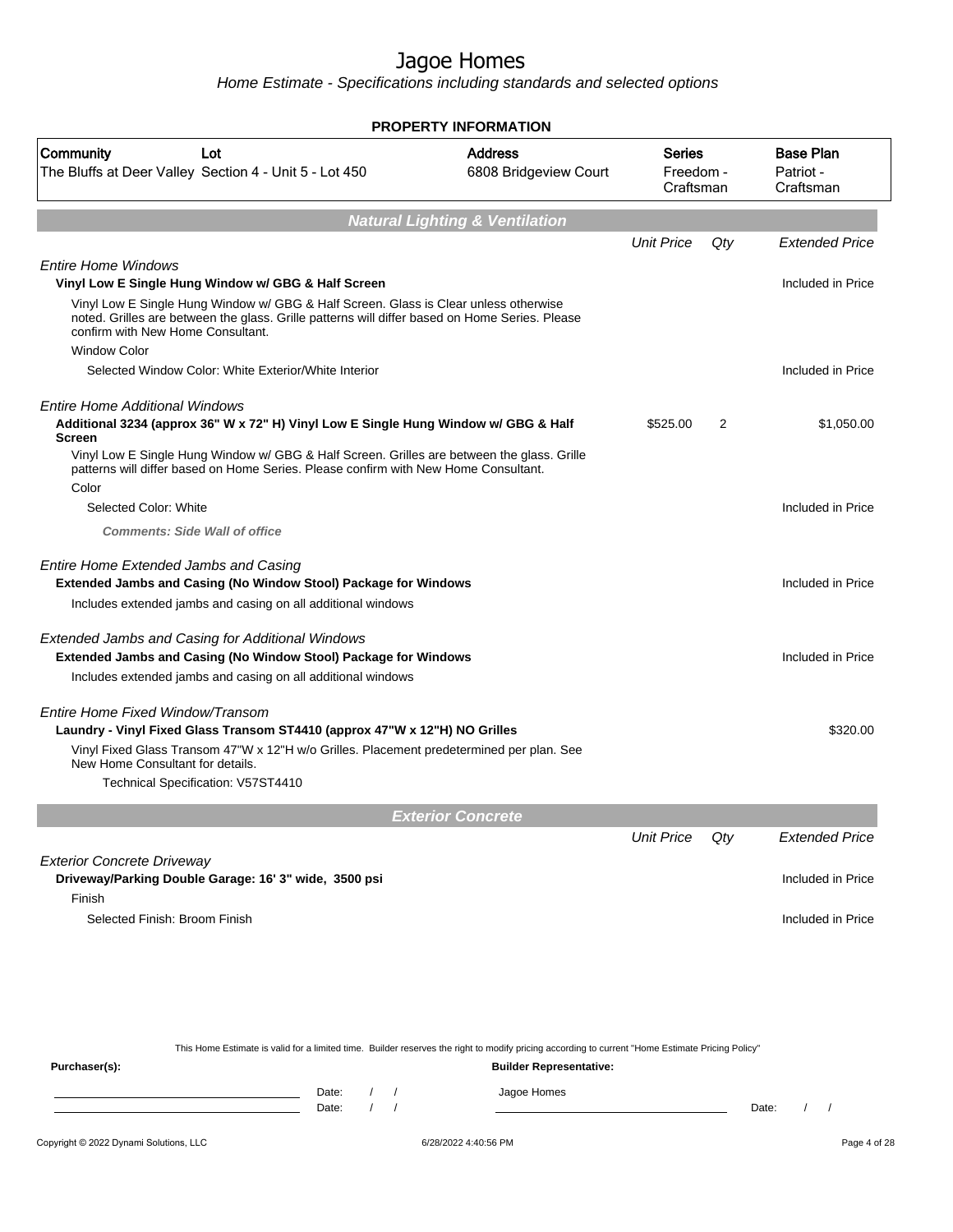# Jagoe Homes

*Home Estimate - Specifications including standards and selected options*

## PROPERTY INFORMATION

| Community | Lot | Address | Series | Base Plan |
|---|---|---|---|---|
| The Bluffs at Deer Valley | Section 4 - Unit 5 - Lot 450 | 6808 Bridgeview Court | Freedom - Craftsman | Patriot - Craftsman |

## Natural Lighting & Ventilation

| | Unit Price | Qty | Extended Price |
|---|---|---|---|
| *Entire Home Windows* | | | |
| **Vinyl Low E Single Hung Window w/ GBG & Half Screen** | | | Included in Price |
| Vinyl Low E Single Hung Window w/ GBG & Half Screen. Glass is Clear unless otherwise noted. Grilles are between the glass. Grille patterns will differ based on Home Series. Please confirm with New Home Consultant. | | | |
| Window Color | | | |
| Selected Window Color: White Exterior/White Interior | | | Included in Price |
| *Entire Home Additional Windows* | | | |
| **Additional 3234 (approx 36" W x 72" H) Vinyl Low E Single Hung Window w/ GBG & Half Screen** | $525.00 | 2 | $1,050.00 |
| Vinyl Low E Single Hung Window w/ GBG & Half Screen. Grilles are between the glass. Grille patterns will differ based on Home Series. Please confirm with New Home Consultant. | | | |
| Color | | | |
| Selected Color: White | | | Included in Price |
| ***Comments: Side Wall of office*** | | | |
| *Entire Home Extended Jambs and Casing* | | | |
| **Extended Jambs and Casing (No Window Stool) Package for Windows** | | | Included in Price |
| Includes extended jambs and casing on all additional windows | | | |
| *Extended Jambs and Casing for Additional Windows* | | | |
| **Extended Jambs and Casing (No Window Stool) Package for Windows** | | | Included in Price |
| Includes extended jambs and casing on all additional windows | | | |
| *Entire Home Fixed Window/Transom* | | | |
| **Laundry - Vinyl Fixed Glass Transom ST4410 (approx 47"W x 12"H) NO Grilles** | | | $320.00 |
| Vinyl Fixed Glass Transom 47"W x 12"H w/o Grilles. Placement predetermined per plan. See New Home Consultant for details. | | | |
| Technical Specification: V57ST4410 | | | |

## Exterior Concrete

| | Unit Price | Qty | Extended Price |
|---|---|---|---|
| *Exterior Concrete Driveway* | | | |
| **Driveway/Parking Double Garage: 16' 3" wide, 3500 psi** | | | Included in Price |
| Finish | | | |
| Selected Finish: Broom Finish | | | Included in Price |

This Home Estimate is valid for a limited time. Builder reserves the right to modify pricing according to current "Home Estimate Pricing Policy"

**Purchaser(s):** Date: / / Date: / /

**Builder Representative:** Jagoe Homes Date: / /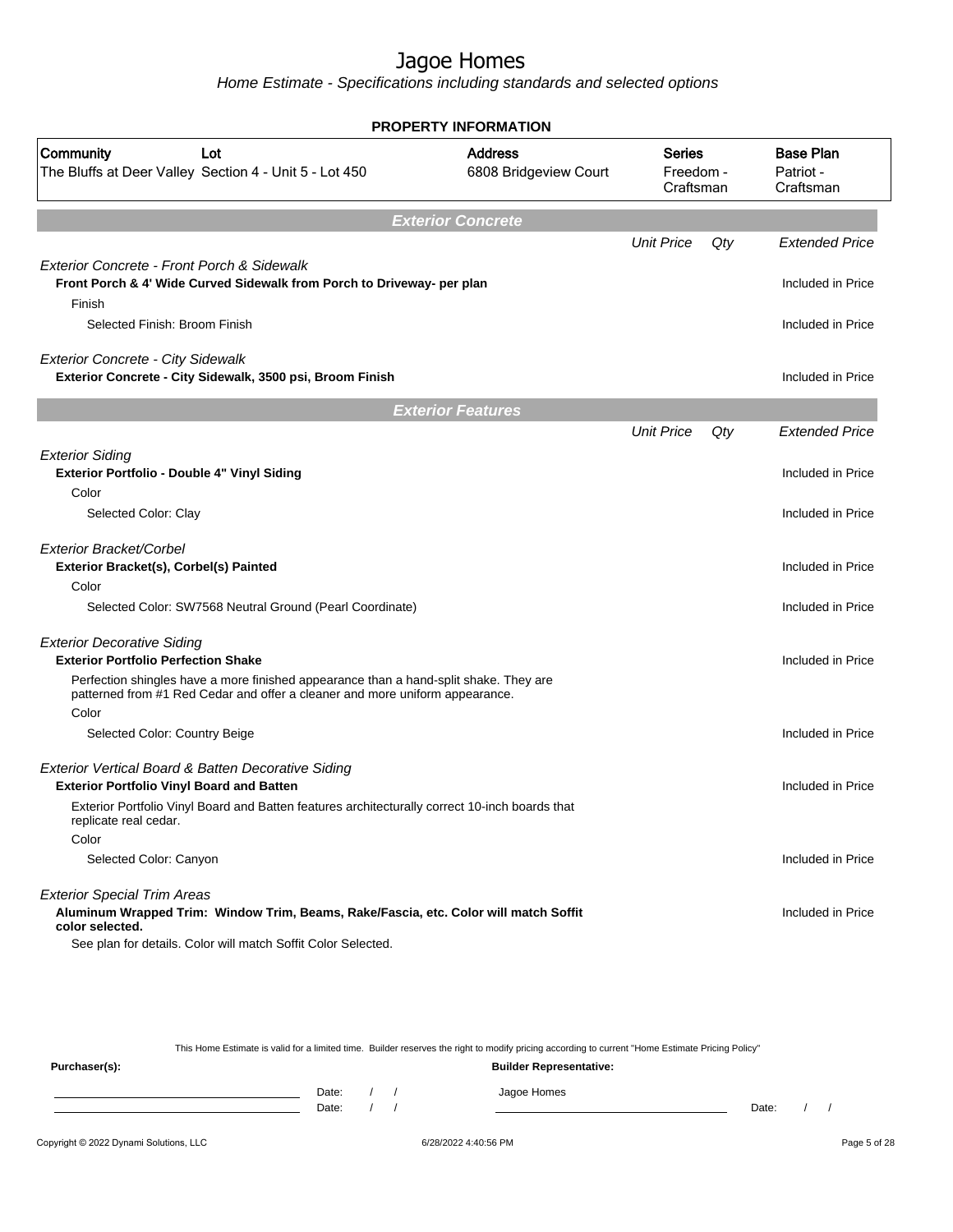# Jagoe Homes

*Home Estimate - Specifications including standards and selected options*

## PROPERTY INFORMATION

| Community | Lot | Address | Series | Base Plan |
|---|---|---|---|---|
| The Bluffs at Deer Valley | Section 4 - Unit 5 - Lot 450 | 6808 Bridgeview Court | Freedom - Craftsman | Patriot - Craftsman |

## Exterior Concrete

| | Unit Price | Qty | Extended Price |
|---|---|---|---|
| *Exterior Concrete - Front Porch & Sidewalk* | | | |
| **Front Porch & 4' Wide Curved Sidewalk from Porch to Driveway- per plan** | | | Included in Price |
| Finish | | | |
| Selected Finish: Broom Finish | | | Included in Price |
| *Exterior Concrete - City Sidewalk* | | | |
| **Exterior Concrete - City Sidewalk, 3500 psi, Broom Finish** | | | Included in Price |

## Exterior Features

| | Unit Price | Qty | Extended Price |
|---|---|---|---|
| *Exterior Siding* | | | |
| **Exterior Portfolio - Double 4" Vinyl Siding** | | | Included in Price |
| Color | | | |
| Selected Color: Clay | | | Included in Price |
| *Exterior Bracket/Corbel* | | | |
| **Exterior Bracket(s), Corbel(s) Painted** | | | Included in Price |
| Color | | | |
| Selected Color: SW7568 Neutral Ground (Pearl Coordinate) | | | Included in Price |
| *Exterior Decorative Siding* | | | |
| **Exterior Portfolio Perfection Shake** | | | Included in Price |
| Perfection shingles have a more finished appearance than a hand-split shake. They are patterned from #1 Red Cedar and offer a cleaner and more uniform appearance. | | | |
| Color | | | |
| Selected Color: Country Beige | | | Included in Price |
| *Exterior Vertical Board & Batten Decorative Siding* | | | |
| **Exterior Portfolio Vinyl Board and Batten** | | | Included in Price |
| Exterior Portfolio Vinyl Board and Batten features architecturally correct 10-inch boards that replicate real cedar. | | | |
| Color | | | |
| Selected Color: Canyon | | | Included in Price |
| *Exterior Special Trim Areas* | | | |
| **Aluminum Wrapped Trim: Window Trim, Beams, Rake/Fascia, etc. Color will match Soffit color selected.** | | | Included in Price |
| See plan for details. Color will match Soffit Color Selected. | | | |

This Home Estimate is valid for a limited time. Builder reserves the right to modify pricing according to current "Home Estimate Pricing Policy"

**Purchaser(s):** &nbsp;&nbsp;&nbsp;&nbsp; Date: / / &nbsp;&nbsp; Date: / /

**Builder Representative:** Jagoe Homes &nbsp;&nbsp;&nbsp;&nbsp; Date: / /

Copyright © 2022 Dynami Solutions, LLC &nbsp;&nbsp;&nbsp;&nbsp; 6/28/2022 4:40:56 PM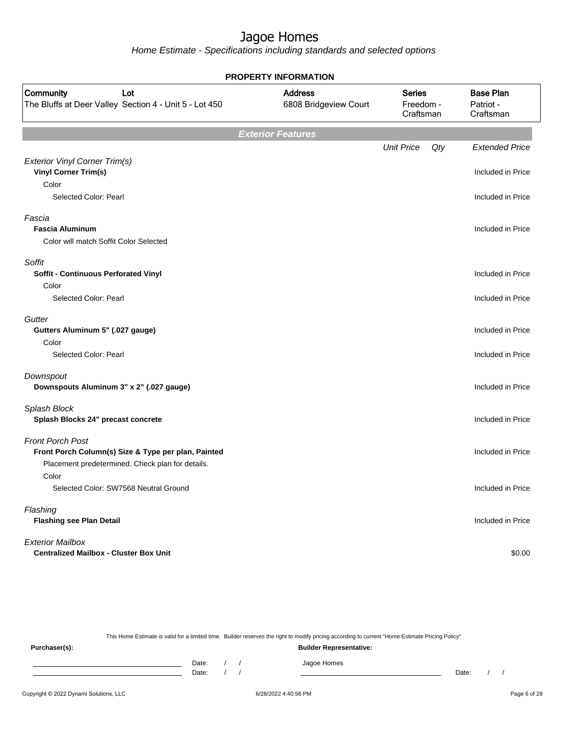# Jagoe Homes

Home Estimate - Specifications including standards and selected options

**PROPERTY INFORMATION**

| Community | Lot | Address | Series | Base Plan |
|---|---|---|---|---|
| The Bluffs at Deer Valley | Section 4 - Unit 5 - Lot 450 | 6808 Bridgeview Court | Freedom - Craftsman | Patriot - Craftsman |

## Exterior Features

| | Unit Price | Qty | Extended Price |
|---|---|---|---|
| *Exterior Vinyl Corner Trim(s)* | | | |
| **Vinyl Corner Trim(s)** | | | Included in Price |
| Color | | | |
| Selected Color: Pearl | | | Included in Price |
| *Fascia* | | | |
| **Fascia Aluminum** | | | Included in Price |
| Color will match Soffit Color Selected | | | |
| *Soffit* | | | |
| **Soffit - Continuous Perforated Vinyl** | | | Included in Price |
| Color | | | |
| Selected Color: Pearl | | | Included in Price |
| *Gutter* | | | |
| **Gutters Aluminum 5" (.027 gauge)** | | | Included in Price |
| Color | | | |
| Selected Color: Pearl | | | Included in Price |
| *Downspout* | | | |
| **Downspouts Aluminum 3" x 2" (.027 gauge)** | | | Included in Price |
| *Splash Block* | | | |
| **Splash Blocks 24" precast concrete** | | | Included in Price |
| *Front Porch Post* | | | |
| **Front Porch Column(s) Size & Type per plan, Painted** | | | Included in Price |
| Placement predetermined. Check plan for details. | | | |
| Color | | | |
| Selected Color: SW7568 Neutral Ground | | | Included in Price |
| *Flashing* | | | |
| **Flashing see Plan Detail** | | | Included in Price |
| *Exterior Mailbox* | | | |
| **Centralized Mailbox - Cluster Box Unit** | | | $0.00 |

This Home Estimate is valid for a limited time. Builder reserves the right to modify pricing according to current "Home Estimate Pricing Policy"

**Purchaser(s):**

Date: / /

Date: / /

**Builder Representative:**

Jagoe Homes

Date: / /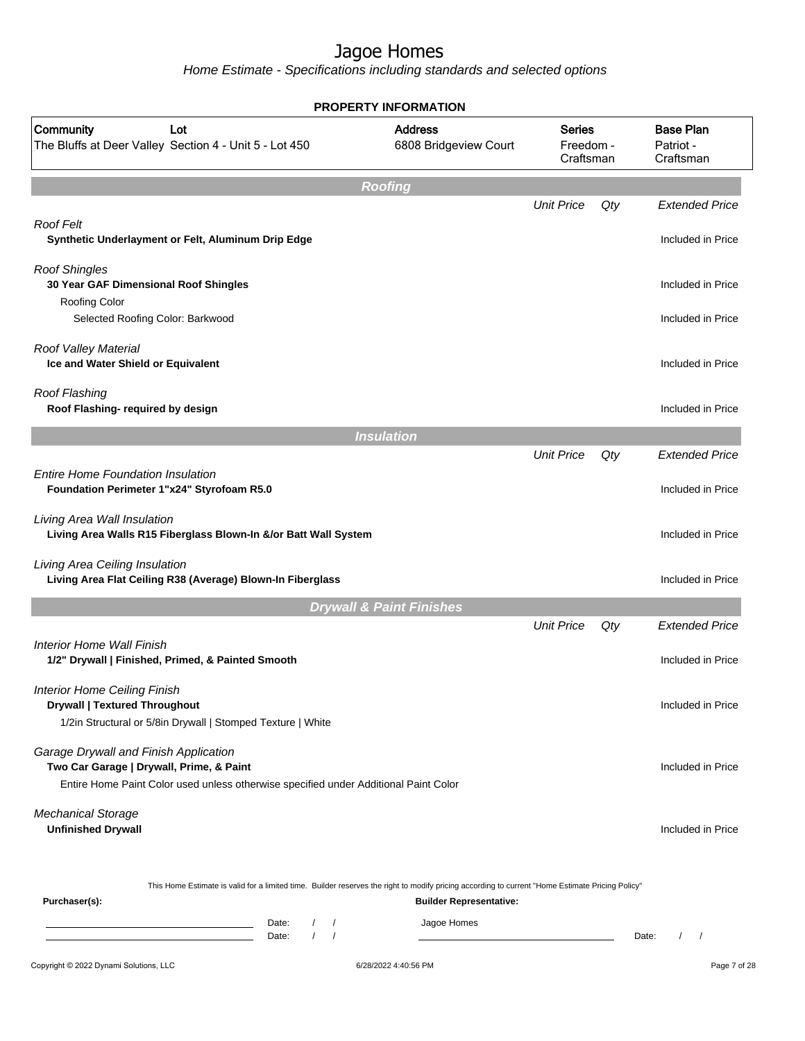# Jagoe Homes

*Home Estimate - Specifications including standards and selected options*

**PROPERTY INFORMATION**

| Community | Lot | Address | Series | Base Plan |
|---|---|---|---|---|
| The Bluffs at Deer Valley | Section 4 - Unit 5 - Lot 450 | 6808 Bridgeview Court | Freedom - Craftsman | Patriot - Craftsman |

## Roofing

| | Unit Price | Qty | Extended Price |
|---|---|---|---|
| *Roof Felt* | | | |
| **Synthetic Underlayment or Felt, Aluminum Drip Edge** | | | Included in Price |
| *Roof Shingles* | | | |
| **30 Year GAF Dimensional Roof Shingles** | | | Included in Price |
| Roofing Color | | | |
| Selected Roofing Color: Barkwood | | | Included in Price |
| *Roof Valley Material* | | | |
| **Ice and Water Shield or Equivalent** | | | Included in Price |
| *Roof Flashing* | | | |
| **Roof Flashing- required by design** | | | Included in Price |

## Insulation

| | Unit Price | Qty | Extended Price |
|---|---|---|---|
| *Entire Home Foundation Insulation* | | | |
| **Foundation Perimeter 1"x24" Styrofoam R5.0** | | | Included in Price |
| *Living Area Wall Insulation* | | | |
| **Living Area Walls R15 Fiberglass Blown-In &/or Batt Wall System** | | | Included in Price |
| *Living Area Ceiling Insulation* | | | |
| **Living Area Flat Ceiling R38 (Average) Blown-In Fiberglass** | | | Included in Price |

## Drywall & Paint Finishes

| | Unit Price | Qty | Extended Price |
|---|---|---|---|
| *Interior Home Wall Finish* | | | |
| **1/2" Drywall \| Finished, Primed, & Painted Smooth** | | | Included in Price |
| *Interior Home Ceiling Finish* | | | |
| **Drywall \| Textured Throughout** | | | Included in Price |
| 1/2in Structural or 5/8in Drywall \| Stomped Texture \| White | | | |
| *Garage Drywall and Finish Application* | | | |
| **Two Car Garage \| Drywall, Prime, & Paint** | | | Included in Price |
| Entire Home Paint Color used unless otherwise specified under Additional Paint Color | | | |
| *Mechanical Storage* | | | |
| **Unfinished Drywall** | | | Included in Price |

This Home Estimate is valid for a limited time. Builder reserves the right to modify pricing according to current "Home Estimate Pricing Policy"

**Purchaser(s):** Date: / / Date: / /

**Builder Representative:** Jagoe Homes Date: / /

Copyright © 2022 Dynami Solutions, LLC 6/28/2022 4:40:56 PM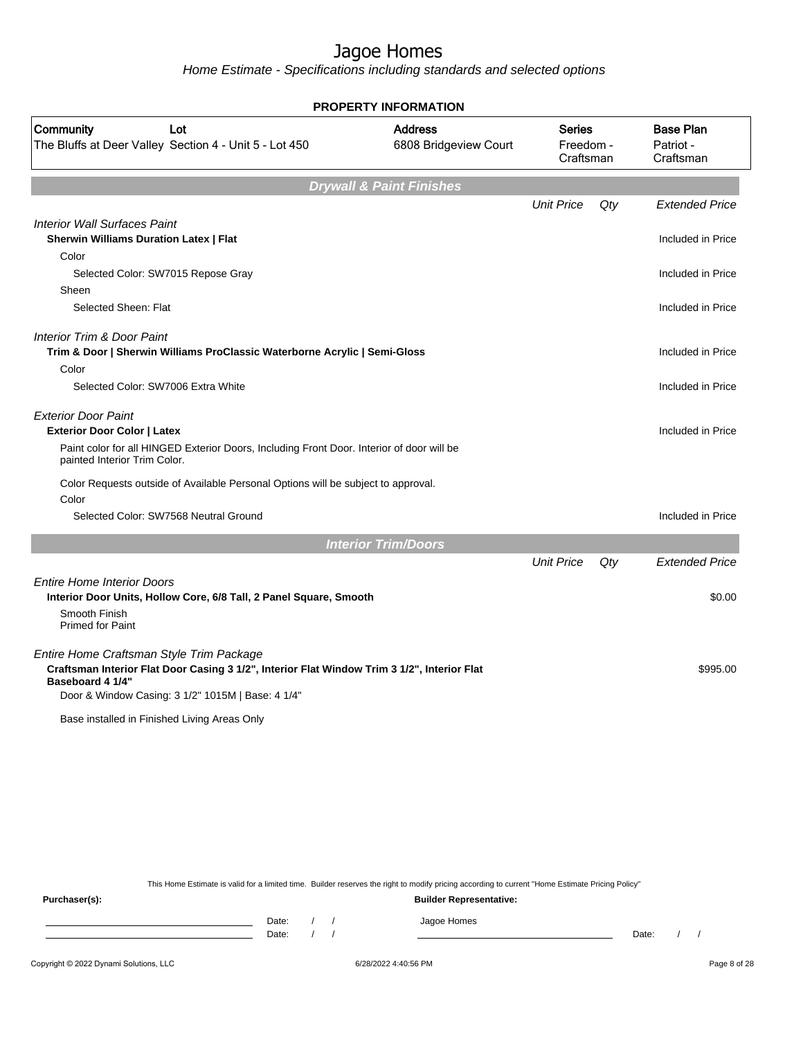# Jagoe Homes

*Home Estimate - Specifications including standards and selected options*

## PROPERTY INFORMATION

| Community | Lot | Address | Series | Base Plan |
|---|---|---|---|---|
| The Bluffs at Deer Valley | Section 4 - Unit 5 - Lot 450 | 6808 Bridgeview Court | Freedom - Craftsman | Patriot - Craftsman |

## Drywall & Paint Finishes

| | Unit Price | Qty | Extended Price |
|---|---|---|---|
| *Interior Wall Surfaces Paint* | | | |
| **Sherwin Williams Duration Latex \| Flat** | | | Included in Price |
| Color | | | |
| Selected Color: SW7015 Repose Gray | | | Included in Price |
| Sheen | | | |
| Selected Sheen: Flat | | | Included in Price |
| *Interior Trim & Door Paint* | | | |
| **Trim & Door \| Sherwin Williams ProClassic Waterborne Acrylic \| Semi-Gloss** | | | Included in Price |
| Color | | | |
| Selected Color: SW7006 Extra White | | | Included in Price |
| *Exterior Door Paint* | | | |
| **Exterior Door Color \| Latex** | | | Included in Price |
| Paint color for all HINGED Exterior Doors, Including Front Door. Interior of door will be painted Interior Trim Color. | | | |
| Color Requests outside of Available Personal Options will be subject to approval. | | | |
| Color | | | |
| Selected Color: SW7568 Neutral Ground | | | Included in Price |

## Interior Trim/Doors

| | Unit Price | Qty | Extended Price |
|---|---|---|---|
| *Entire Home Interior Doors* | | | |
| **Interior Door Units, Hollow Core, 6/8 Tall, 2 Panel Square, Smooth** | | | $0.00 |
| Smooth Finish<br>Primed for Paint | | | |
| *Entire Home Craftsman Style Trim Package* | | | |
| **Craftsman Interior Flat Door Casing 3 1/2", Interior Flat Window Trim 3 1/2", Interior Flat Baseboard 4 1/4"** | | | $995.00 |
| Door & Window Casing: 3 1/2" 1015M \| Base: 4 1/4" | | | |
| Base installed in Finished Living Areas Only | | | |

This Home Estimate is valid for a limited time. Builder reserves the right to modify pricing according to current "Home Estimate Pricing Policy"

**Purchaser(s):** Date: / / Date: / /

**Builder Representative:** Jagoe Homes Date: / /

Copyright © 2022 Dynami Solutions, LLC 6/28/2022 4:40:56 PM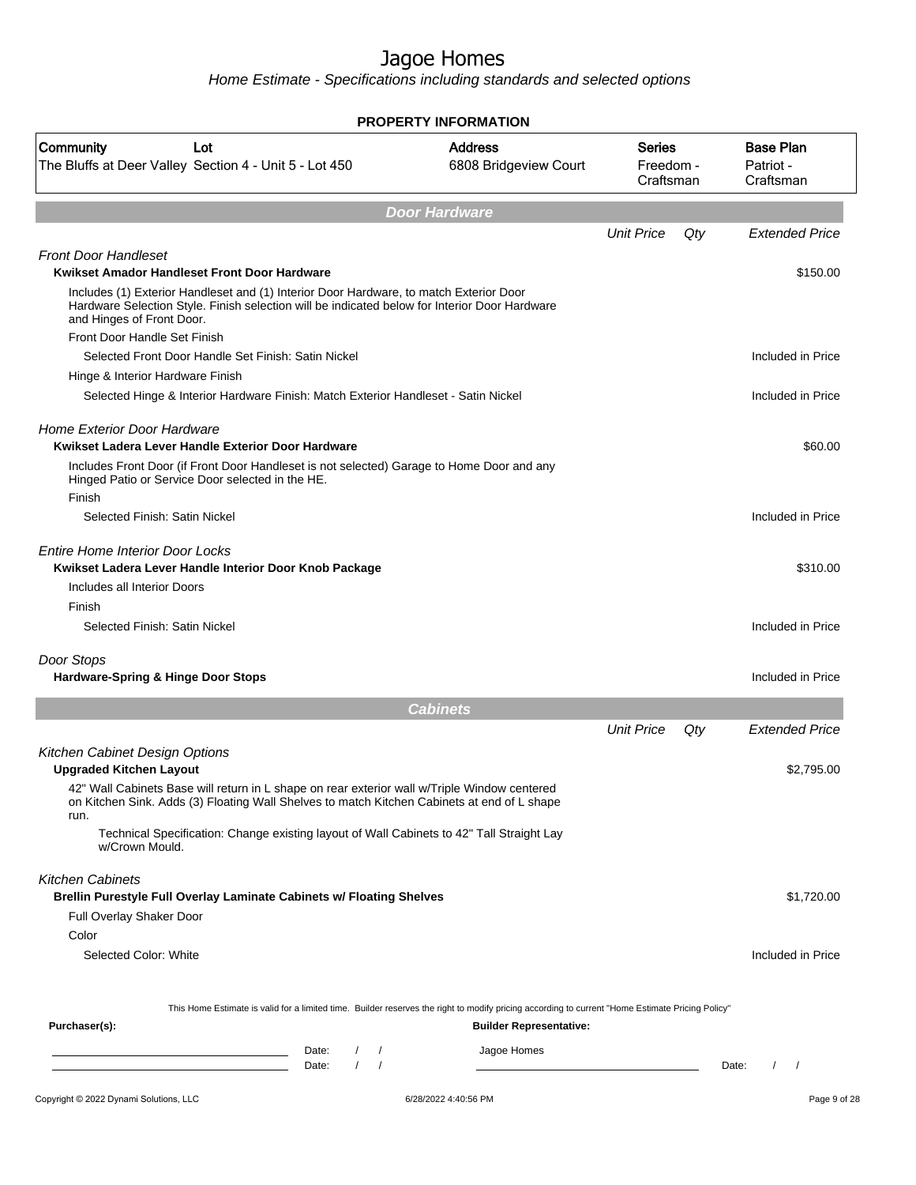# Jagoe Homes

*Home Estimate - Specifications including standards and selected options*

**PROPERTY INFORMATION**

| Community | Lot | Address | Series | Base Plan |
|---|---|---|---|---|
| The Bluffs at Deer Valley | Section 4 - Unit 5 - Lot 450 | 6808 Bridgeview Court | Freedom - Craftsman | Patriot - Craftsman |

## Door Hardware

| | Unit Price | Qty | Extended Price |
|---|---|---|---|
| *Front Door Handleset* | | | |
| **Kwikset Amador Handleset Front Door Hardware** | | | $150.00 |
| Includes (1) Exterior Handleset and (1) Interior Door Hardware, to match Exterior Door Hardware Selection Style. Finish selection will be indicated below for Interior Door Hardware and Hinges of Front Door. | | | |
| Front Door Handle Set Finish | | | |
| Selected Front Door Handle Set Finish: Satin Nickel | | | Included in Price |
| Hinge & Interior Hardware Finish | | | |
| Selected Hinge & Interior Hardware Finish: Match Exterior Handleset - Satin Nickel | | | Included in Price |
| *Home Exterior Door Hardware* | | | |
| **Kwikset Ladera Lever Handle Exterior Door Hardware** | | | $60.00 |
| Includes Front Door (if Front Door Handleset is not selected) Garage to Home Door and any Hinged Patio or Service Door selected in the HE. | | | |
| Finish | | | |
| Selected Finish: Satin Nickel | | | Included in Price |
| *Entire Home Interior Door Locks* | | | |
| **Kwikset Ladera Lever Handle Interior Door Knob Package** | | | $310.00 |
| Includes all Interior Doors | | | |
| Finish | | | |
| Selected Finish: Satin Nickel | | | Included in Price |
| *Door Stops* | | | |
| **Hardware-Spring & Hinge Door Stops** | | | Included in Price |

## Cabinets

| | Unit Price | Qty | Extended Price |
|---|---|---|---|
| *Kitchen Cabinet Design Options* | | | |
| **Upgraded Kitchen Layout** | | | $2,795.00 |
| 42" Wall Cabinets Base will return in L shape on rear exterior wall w/Triple Window centered on Kitchen Sink. Adds (3) Floating Wall Shelves to match Kitchen Cabinets at end of L shape run. | | | |
| Technical Specification: Change existing layout of Wall Cabinets to 42" Tall Straight Lay w/Crown Mould. | | | |
| *Kitchen Cabinets* | | | |
| **Brellin Purestyle Full Overlay Laminate Cabinets w/ Floating Shelves** | | | $1,720.00 |
| Full Overlay Shaker Door | | | |
| Color | | | |
| Selected Color: White | | | Included in Price |

This Home Estimate is valid for a limited time. Builder reserves the right to modify pricing according to current "Home Estimate Pricing Policy"

**Purchaser(s):** Date: / / Date: / /

**Builder Representative:** Jagoe Homes Date: / /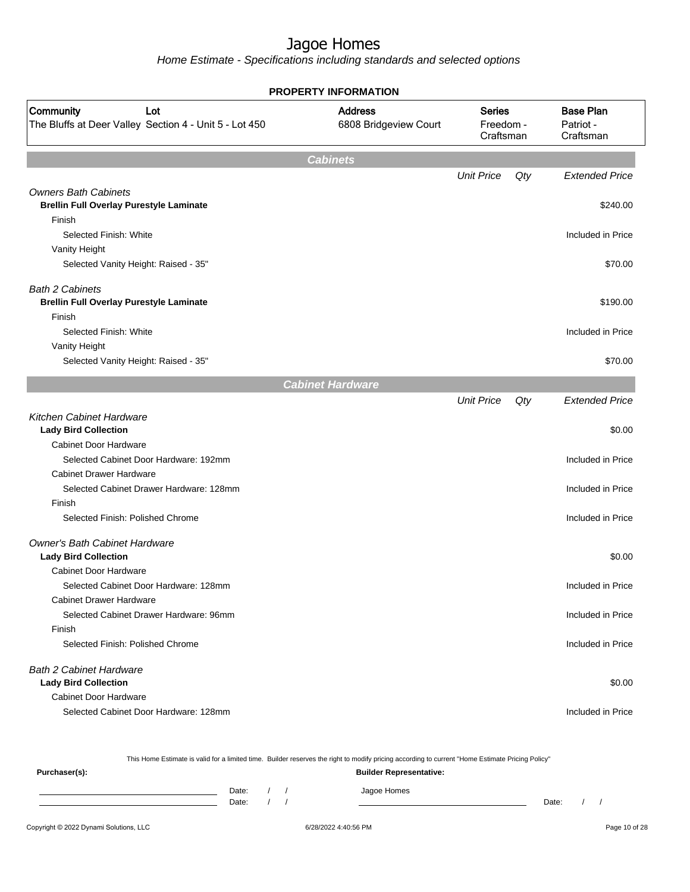# Jagoe Homes

*Home Estimate - Specifications including standards and selected options*

## PROPERTY INFORMATION

| Community | Lot | Address | Series | Base Plan |
|---|---|---|---|---|
| The Bluffs at Deer Valley | Section 4 - Unit 5 - Lot 450 | 6808 Bridgeview Court | Freedom - Craftsman | Patriot - Craftsman |

## Cabinets

| | Unit Price | Qty | Extended Price |
|---|---|---|---|
| *Owners Bath Cabinets* | | | |
| **Brellin Full Overlay Purestyle Laminate** | | | $240.00 |
| Finish | | | |
| Selected Finish: White | | | Included in Price |
| Vanity Height | | | |
| Selected Vanity Height: Raised - 35" | | | $70.00 |
| *Bath 2 Cabinets* | | | |
| **Brellin Full Overlay Purestyle Laminate** | | | $190.00 |
| Finish | | | |
| Selected Finish: White | | | Included in Price |
| Vanity Height | | | |
| Selected Vanity Height: Raised - 35" | | | $70.00 |

## Cabinet Hardware

| | Unit Price | Qty | Extended Price |
|---|---|---|---|
| *Kitchen Cabinet Hardware* | | | |
| **Lady Bird Collection** | | | $0.00 |
| Cabinet Door Hardware | | | |
| Selected Cabinet Door Hardware: 192mm | | | Included in Price |
| Cabinet Drawer Hardware | | | |
| Selected Cabinet Drawer Hardware: 128mm | | | Included in Price |
| Finish | | | |
| Selected Finish: Polished Chrome | | | Included in Price |
| *Owner's Bath Cabinet Hardware* | | | |
| **Lady Bird Collection** | | | $0.00 |
| Cabinet Door Hardware | | | |
| Selected Cabinet Door Hardware: 128mm | | | Included in Price |
| Cabinet Drawer Hardware | | | |
| Selected Cabinet Drawer Hardware: 96mm | | | Included in Price |
| Finish | | | |
| Selected Finish: Polished Chrome | | | Included in Price |
| *Bath 2 Cabinet Hardware* | | | |
| **Lady Bird Collection** | | | $0.00 |
| Cabinet Door Hardware | | | |
| Selected Cabinet Door Hardware: 128mm | | | Included in Price |

This Home Estimate is valid for a limited time. Builder reserves the right to modify pricing according to current "Home Estimate Pricing Policy"

**Purchaser(s):**

Date: / /

Date: / /

**Builder Representative:**

Jagoe Homes

Date: / /

Copyright © 2022 Dynami Solutions, LLC    6/28/2022 4:40:56 PM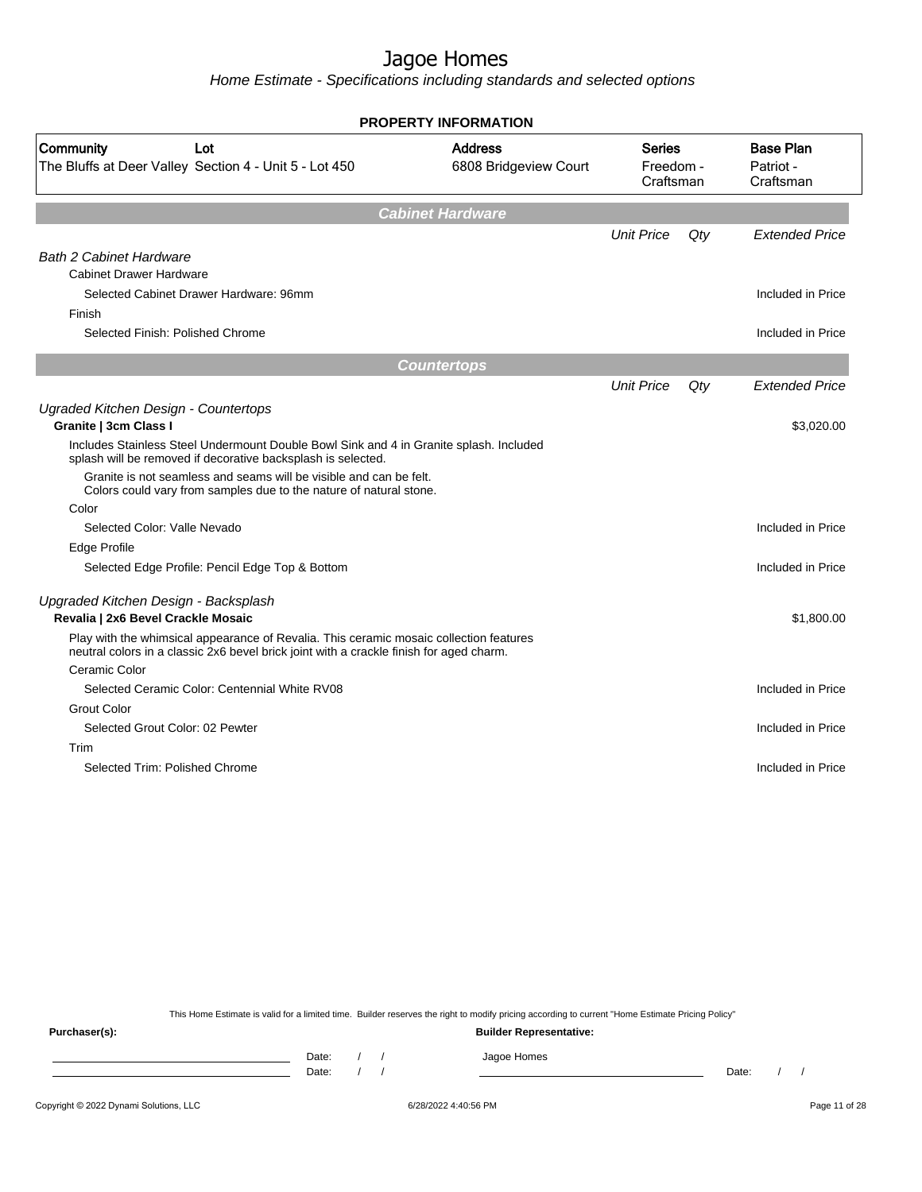# Jagoe Homes

*Home Estimate - Specifications including standards and selected options*

**PROPERTY INFORMATION**

| Community | Lot | Address | Series | Base Plan |
|---|---|---|---|---|
| The Bluffs at Deer Valley | Section 4 - Unit 5 - Lot 450 | 6808 Bridgeview Court | Freedom - Craftsman | Patriot - Craftsman |

## Cabinet Hardware

| | Unit Price | Qty | Extended Price |
|---|---|---|---|
| *Bath 2 Cabinet Hardware* | | | |
| Cabinet Drawer Hardware | | | |
| Selected Cabinet Drawer Hardware: 96mm | | | Included in Price |
| Finish | | | |
| Selected Finish: Polished Chrome | | | Included in Price |

## Countertops

| | Unit Price | Qty | Extended Price |
|---|---|---|---|
| *Ugraded Kitchen Design - Countertops* | | | |
| **Granite \| 3cm Class I** | | | $3,020.00 |
| Includes Stainless Steel Undermount Double Bowl Sink and 4 in Granite splash. Included splash will be removed if decorative backsplash is selected. | | | |
| Granite is not seamless and seams will be visible and can be felt. Colors could vary from samples due to the nature of natural stone. | | | |
| Color | | | |
| Selected Color: Valle Nevado | | | Included in Price |
| Edge Profile | | | |
| Selected Edge Profile: Pencil Edge Top & Bottom | | | Included in Price |
| *Upgraded Kitchen Design - Backsplash* | | | |
| **Revalia \| 2x6 Bevel Crackle Mosaic** | | | $1,800.00 |
| Play with the whimsical appearance of Revalia. This ceramic mosaic collection features neutral colors in a classic 2x6 bevel brick joint with a crackle finish for aged charm. | | | |
| Ceramic Color | | | |
| Selected Ceramic Color: Centennial White RV08 | | | Included in Price |
| Grout Color | | | |
| Selected Grout Color: 02 Pewter | | | Included in Price |
| Trim | | | |
| Selected Trim: Polished Chrome | | | Included in Price |

This Home Estimate is valid for a limited time. Builder reserves the right to modify pricing according to current "Home Estimate Pricing Policy"

**Purchaser(s):**

Date: / /

Date: / /

**Builder Representative:**

Jagoe Homes

Date: / /

Copyright © 2022 Dynami Solutions, LLC — 6/28/2022 4:40:56 PM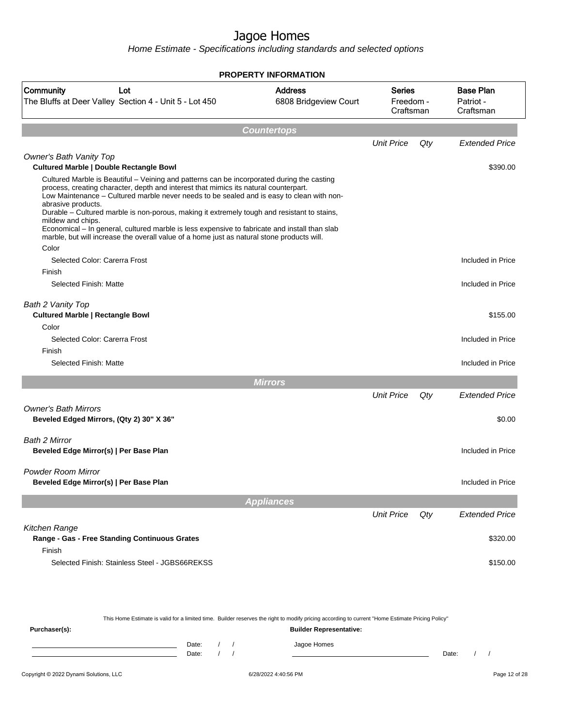# Jagoe Homes

*Home Estimate - Specifications including standards and selected options*

## PROPERTY INFORMATION

| Community | Lot | Address | Series | Base Plan |
|---|---|---|---|---|
| The Bluffs at Deer Valley | Section 4 - Unit 5 - Lot 450 | 6808 Bridgeview Court | Freedom - Craftsman | Patriot - Craftsman |

## Countertops

| | Unit Price | Qty | Extended Price |
|---|---|---|---|
| *Owner's Bath Vanity Top* | | | |
| **Cultured Marble \| Double Rectangle Bowl** | | | $390.00 |
| Cultured Marble is Beautiful – Veining and patterns can be incorporated during the casting process, creating character, depth and interest that mimics its natural counterpart. Low Maintenance – Cultured marble never needs to be sealed and is easy to clean with non-abrasive products. Durable – Cultured marble is non-porous, making it extremely tough and resistant to stains, mildew and chips. Economical – In general, cultured marble is less expensive to fabricate and install than slab marble, but will increase the overall value of a home just as natural stone products will. | | | |
| Color | | | |
| Selected Color: Carerra Frost | | | Included in Price |
| Finish | | | |
| Selected Finish: Matte | | | Included in Price |
| *Bath 2 Vanity Top* | | | |
| **Cultured Marble \| Rectangle Bowl** | | | $155.00 |
| Color | | | |
| Selected Color: Carerra Frost | | | Included in Price |
| Finish | | | |
| Selected Finish: Matte | | | Included in Price |

## Mirrors

| | Unit Price | Qty | Extended Price |
|---|---|---|---|
| *Owner's Bath Mirrors* | | | |
| **Beveled Edged Mirrors, (Qty 2) 30" X 36"** | | | $0.00 |
| *Bath 2 Mirror* | | | |
| **Beveled Edge Mirror(s) \| Per Base Plan** | | | Included in Price |
| *Powder Room Mirror* | | | |
| **Beveled Edge Mirror(s) \| Per Base Plan** | | | Included in Price |

## Appliances

| | Unit Price | Qty | Extended Price |
|---|---|---|---|
| *Kitchen Range* | | | |
| **Range - Gas - Free Standing Continuous Grates** | | | $320.00 |
| Finish | | | |
| Selected Finish: Stainless Steel - JGBS66REKSS | | | $150.00 |

This Home Estimate is valid for a limited time. Builder reserves the right to modify pricing according to current "Home Estimate Pricing Policy"

**Purchaser(s):** Date: / / Date: / /

**Builder Representative:** Jagoe Homes Date: / /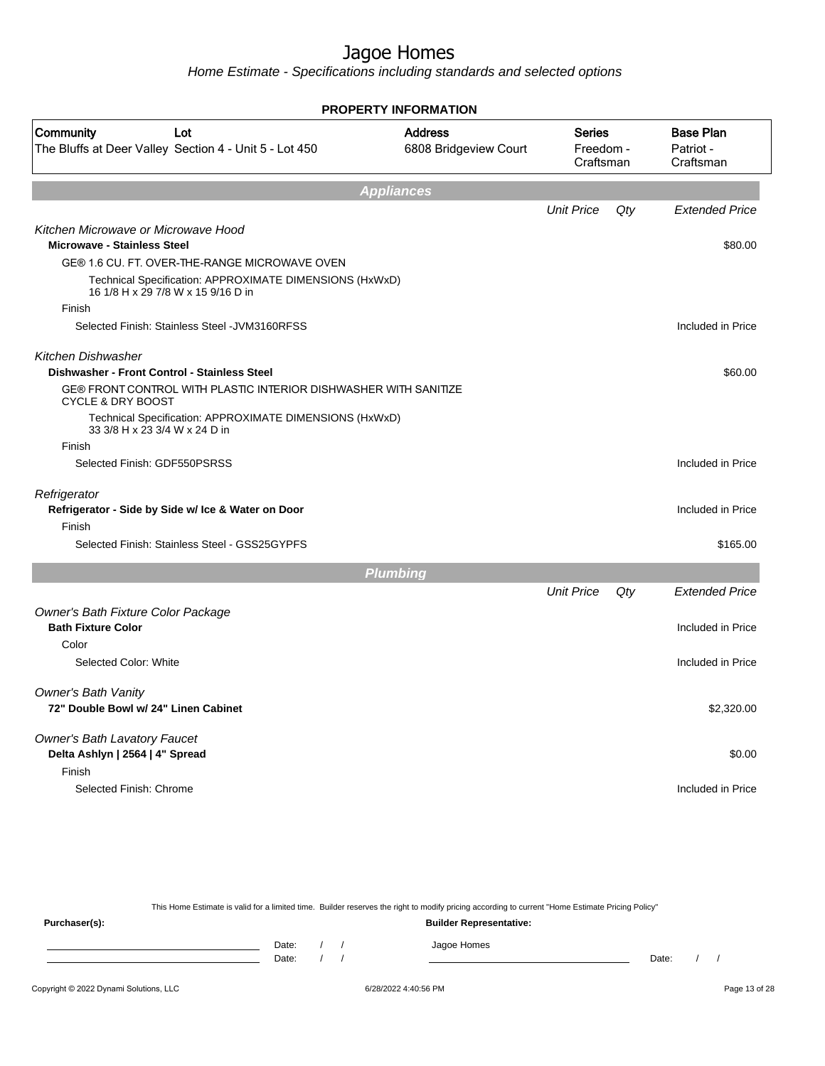# Jagoe Homes

*Home Estimate - Specifications including standards and selected options*

## PROPERTY INFORMATION

| Community | Lot | Address | Series | Base Plan |
|---|---|---|---|---|
| The Bluffs at Deer Valley | Section 4 - Unit 5 - Lot 450 | 6808 Bridgeview Court | Freedom - Craftsman | Patriot - Craftsman |

## Appliances

| | Unit Price | Qty | Extended Price |
|---|---|---|---|
| *Kitchen Microwave or Microwave Hood* | | | |
| **Microwave - Stainless Steel** | | | $80.00 |
| GE® 1.6 CU. FT. OVER-THE-RANGE MICROWAVE OVEN | | | |
| Technical Specification: APPROXIMATE DIMENSIONS (HxWxD) 16 1/8 H x 29 7/8 W x 15 9/16 D in | | | |
| Finish | | | |
| Selected Finish: Stainless Steel -JVM3160RFSS | | | Included in Price |
| *Kitchen Dishwasher* | | | |
| **Dishwasher - Front Control - Stainless Steel** | | | $60.00 |
| GE® FRONT CONTROL WITH PLASTIC INTERIOR DISHWASHER WITH SANITIZE CYCLE & DRY BOOST | | | |
| Technical Specification: APPROXIMATE DIMENSIONS (HxWxD) 33 3/8 H x 23 3/4 W x 24 D in | | | |
| Finish | | | |
| Selected Finish: GDF550PSRSS | | | Included in Price |
| *Refrigerator* | | | |
| **Refrigerator - Side by Side w/ Ice & Water on Door** | | | Included in Price |
| Finish | | | |
| Selected Finish: Stainless Steel - GSS25GYPFS | | | $165.00 |

## Plumbing

| | Unit Price | Qty | Extended Price |
|---|---|---|---|
| *Owner's Bath Fixture Color Package* | | | |
| **Bath Fixture Color** | | | Included in Price |
| Color | | | |
| Selected Color: White | | | Included in Price |
| *Owner's Bath Vanity* | | | |
| **72" Double Bowl w/ 24" Linen Cabinet** | | | $2,320.00 |
| *Owner's Bath Lavatory Faucet* | | | |
| **Delta Ashlyn \| 2564 \| 4" Spread** | | | $0.00 |
| Finish | | | |
| Selected Finish: Chrome | | | Included in Price |

This Home Estimate is valid for a limited time. Builder reserves the right to modify pricing according to current "Home Estimate Pricing Policy"

**Purchaser(s):** &nbsp;&nbsp;&nbsp; Date: / / &nbsp;&nbsp;&nbsp; Date: / /

**Builder Representative:** Jagoe Homes &nbsp;&nbsp;&nbsp; Date: / /

Copyright © 2022 Dynami Solutions, LLC &nbsp;&nbsp;&nbsp; 6/28/2022 4:40:56 PM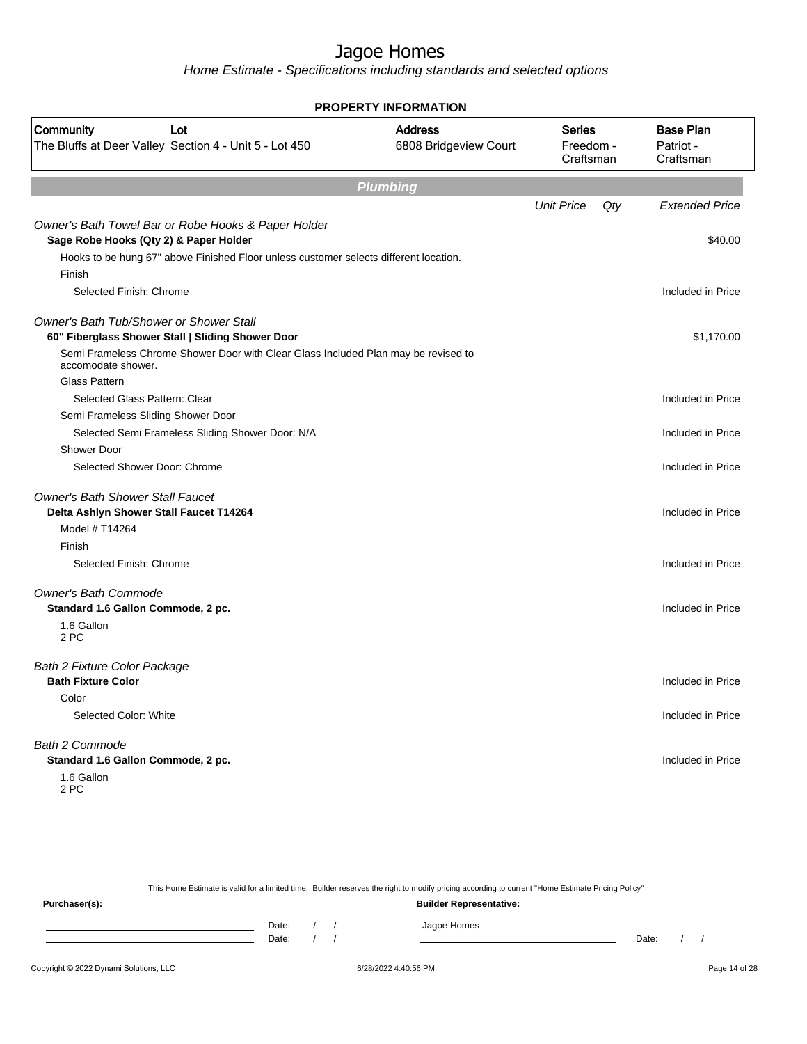# Jagoe Homes

*Home Estimate - Specifications including standards and selected options*

**PROPERTY INFORMATION**

| Community | Lot | Address | Series | Base Plan |
|---|---|---|---|---|
| The Bluffs at Deer Valley | Section 4 - Unit 5 - Lot 450 | 6808 Bridgeview Court | Freedom - Craftsman | Patriot - Craftsman |

## Plumbing

| | Unit Price | Qty | Extended Price |
|---|---|---|---|
| *Owner's Bath Towel Bar or Robe Hooks & Paper Holder* | | | |
| **Sage Robe Hooks (Qty 2) & Paper Holder** | | | $40.00 |
| Hooks to be hung 67" above Finished Floor unless customer selects different location. | | | |
| Finish | | | |
| Selected Finish: Chrome | | | Included in Price |
| *Owner's Bath Tub/Shower or Shower Stall* | | | |
| **60" Fiberglass Shower Stall \| Sliding Shower Door** | | | $1,170.00 |
| Semi Frameless Chrome Shower Door with Clear Glass Included Plan may be revised to accomodate shower. | | | |
| Glass Pattern | | | |
| Selected Glass Pattern: Clear | | | Included in Price |
| Semi Frameless Sliding Shower Door | | | |
| Selected Semi Frameless Sliding Shower Door: N/A | | | Included in Price |
| Shower Door | | | |
| Selected Shower Door: Chrome | | | Included in Price |
| *Owner's Bath Shower Stall Faucet* | | | |
| **Delta Ashlyn Shower Stall Faucet T14264** | | | Included in Price |
| Model # T14264 | | | |
| Finish | | | |
| Selected Finish: Chrome | | | Included in Price |
| *Owner's Bath Commode* | | | |
| **Standard 1.6 Gallon Commode, 2 pc.** | | | Included in Price |
| 1.6 Gallon 2 PC | | | |
| *Bath 2 Fixture Color Package* | | | |
| **Bath Fixture Color** | | | Included in Price |
| Color | | | |
| Selected Color: White | | | Included in Price |
| *Bath 2 Commode* | | | |
| **Standard 1.6 Gallon Commode, 2 pc.** | | | Included in Price |
| 1.6 Gallon 2 PC | | | |

This Home Estimate is valid for a limited time. Builder reserves the right to modify pricing according to current "Home Estimate Pricing Policy"

**Purchaser(s):** Date: / / Date: / /

**Builder Representative:** Jagoe Homes Date: / /

Copyright © 2022 Dynami Solutions, LLC 6/28/2022 4:40:56 PM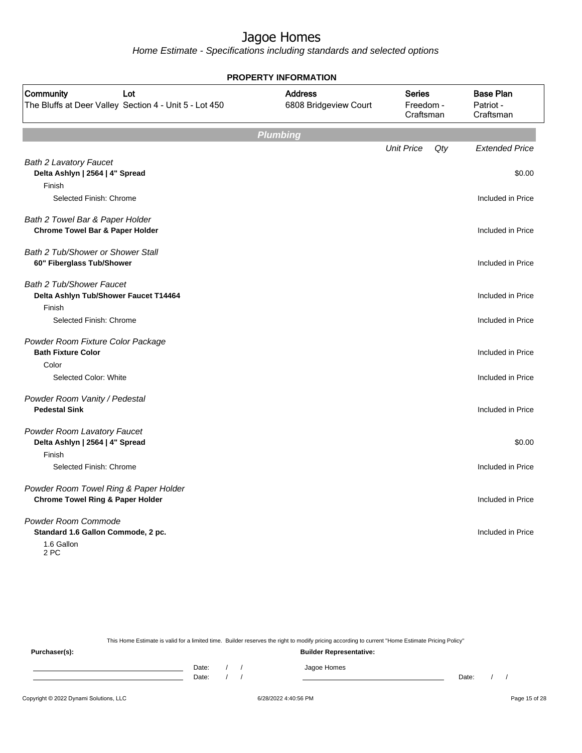# Jagoe Homes

Home Estimate - Specifications including standards and selected options

**PROPERTY INFORMATION**

| Community | Lot | Address | Series | Base Plan |
|---|---|---|---|---|
| The Bluffs at Deer Valley | Section 4 - Unit 5 - Lot 450 | 6808 Bridgeview Court | Freedom - Craftsman | Patriot - Craftsman |

## Plumbing

| | Unit Price | Qty | Extended Price |
|---|---|---|---|
| *Bath 2 Lavatory Faucet* | | | |
| **Delta Ashlyn \| 2564 \| 4" Spread** | | | $0.00 |
| Finish | | | |
| Selected Finish: Chrome | | | Included in Price |
| *Bath 2 Towel Bar & Paper Holder* | | | |
| **Chrome Towel Bar & Paper Holder** | | | Included in Price |
| *Bath 2 Tub/Shower or Shower Stall* | | | |
| **60" Fiberglass Tub/Shower** | | | Included in Price |
| *Bath 2 Tub/Shower Faucet* | | | |
| **Delta Ashlyn Tub/Shower Faucet T14464** | | | Included in Price |
| Finish | | | |
| Selected Finish: Chrome | | | Included in Price |
| *Powder Room Fixture Color Package* | | | |
| **Bath Fixture Color** | | | Included in Price |
| Color | | | |
| Selected Color: White | | | Included in Price |
| *Powder Room Vanity / Pedestal* | | | |
| **Pedestal Sink** | | | Included in Price |
| *Powder Room Lavatory Faucet* | | | |
| **Delta Ashlyn \| 2564 \| 4" Spread** | | | $0.00 |
| Finish | | | |
| Selected Finish: Chrome | | | Included in Price |
| *Powder Room Towel Ring & Paper Holder* | | | |
| **Chrome Towel Ring & Paper Holder** | | | Included in Price |
| *Powder Room Commode* | | | |
| **Standard 1.6 Gallon Commode, 2 pc.** | | | Included in Price |
| 1.6 Gallon<br>2 PC | | | |

This Home Estimate is valid for a limited time. Builder reserves the right to modify pricing according to current "Home Estimate Pricing Policy"

**Purchaser(s):**

Date: / /

Date: / /

**Builder Representative:**

Jagoe Homes

Date: / /

Copyright © 2022 Dynami Solutions, LLC

6/28/2022 4:40:56 PM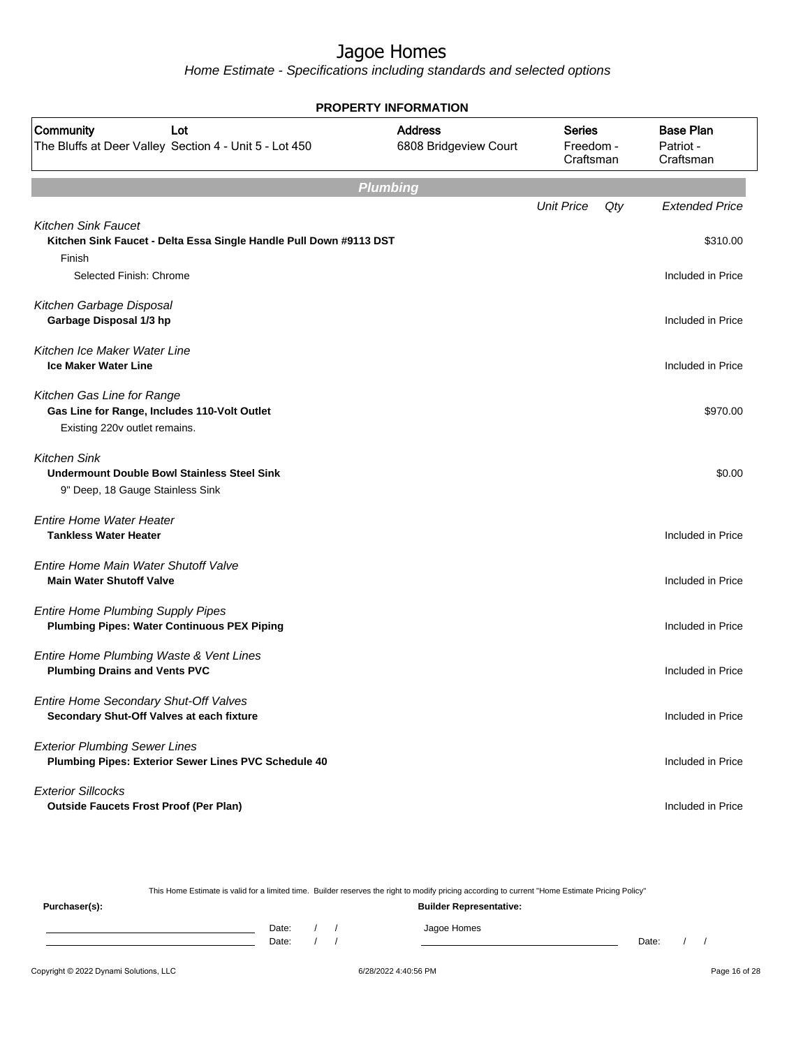# Jagoe Homes

*Home Estimate - Specifications including standards and selected options*

**PROPERTY INFORMATION**

| Community | Lot | Address | Series | Base Plan |
|---|---|---|---|---|
| The Bluffs at Deer Valley | Section 4 - Unit 5 - Lot 450 | 6808 Bridgeview Court | Freedom - Craftsman | Patriot - Craftsman |

## Plumbing

| | Unit Price | Qty | Extended Price |
|---|---|---|---|
| *Kitchen Sink Faucet* | | | |
| **Kitchen Sink Faucet - Delta Essa Single Handle Pull Down #9113 DST** | | | $310.00 |
| Finish | | | |
| Selected Finish: Chrome | | | Included in Price |
| *Kitchen Garbage Disposal* | | | |
| **Garbage Disposal 1/3 hp** | | | Included in Price |
| *Kitchen Ice Maker Water Line* | | | |
| **Ice Maker Water Line** | | | Included in Price |
| *Kitchen Gas Line for Range* | | | |
| **Gas Line for Range, Includes 110-Volt Outlet** | | | $970.00 |
| Existing 220v outlet remains. | | | |
| *Kitchen Sink* | | | |
| **Undermount Double Bowl Stainless Steel Sink** | | | $0.00 |
| 9" Deep, 18 Gauge Stainless Sink | | | |
| *Entire Home Water Heater* | | | |
| **Tankless Water Heater** | | | Included in Price |
| *Entire Home Main Water Shutoff Valve* | | | |
| **Main Water Shutoff Valve** | | | Included in Price |
| *Entire Home Plumbing Supply Pipes* | | | |
| **Plumbing Pipes: Water Continuous PEX Piping** | | | Included in Price |
| *Entire Home Plumbing Waste & Vent Lines* | | | |
| **Plumbing Drains and Vents PVC** | | | Included in Price |
| *Entire Home Secondary Shut-Off Valves* | | | |
| **Secondary Shut-Off Valves at each fixture** | | | Included in Price |
| *Exterior Plumbing Sewer Lines* | | | |
| **Plumbing Pipes: Exterior Sewer Lines PVC Schedule 40** | | | Included in Price |
| *Exterior Sillcocks* | | | |
| **Outside Faucets Frost Proof (Per Plan)** | | | Included in Price |

This Home Estimate is valid for a limited time. Builder reserves the right to modify pricing according to current "Home Estimate Pricing Policy"

**Purchaser(s):**

Date: / /

Date: / /

**Builder Representative:**

Jagoe Homes

Date: / /

Copyright © 2022 Dynami Solutions, LLC

6/28/2022 4:40:56 PM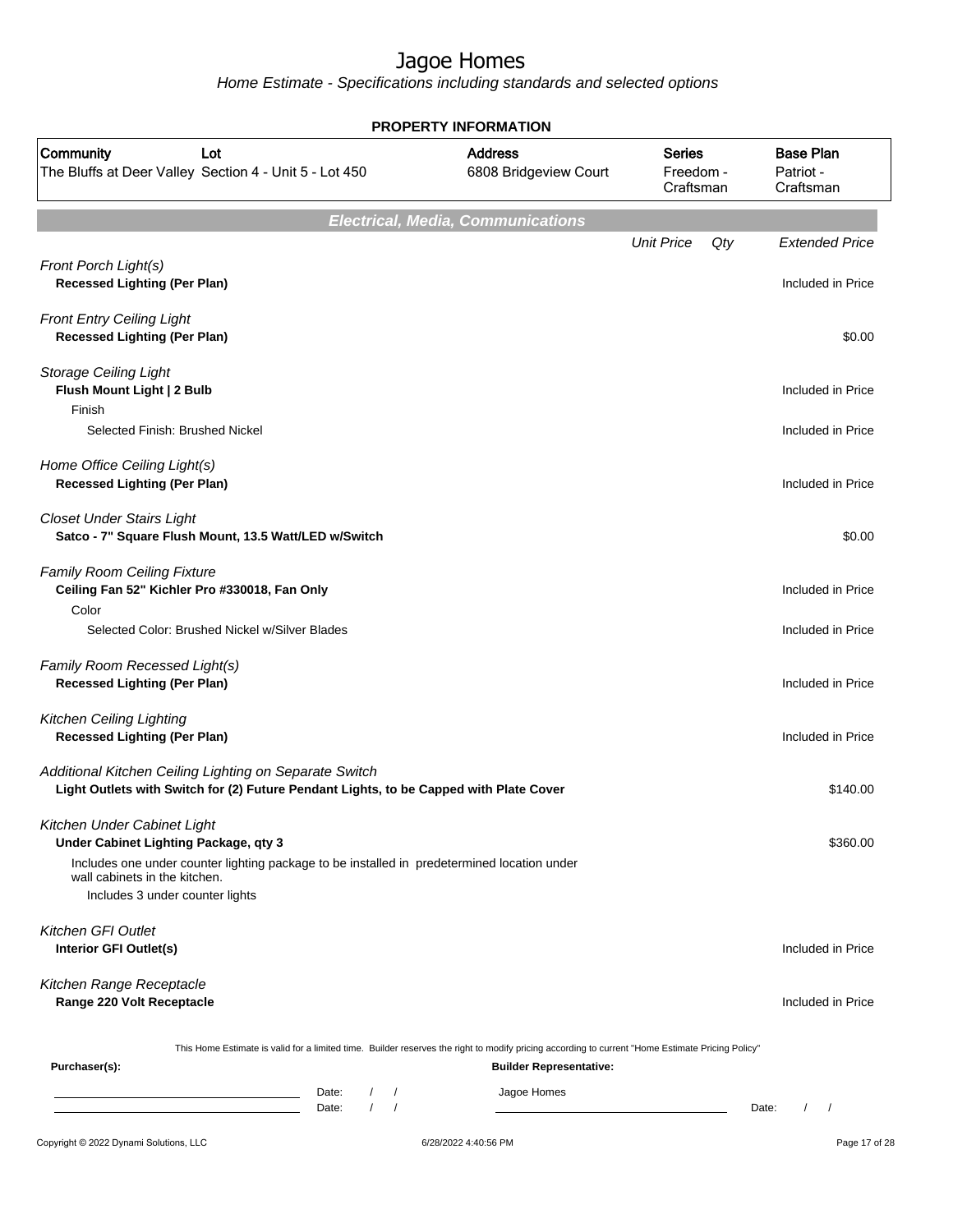# Jagoe Homes

Home Estimate - Specifications including standards and selected options

**PROPERTY INFORMATION**

| Community | Lot | Address | Series | Base Plan |
|---|---|---|---|---|
| The Bluffs at Deer Valley | Section 4 - Unit 5 - Lot 450 | 6808 Bridgeview Court | Freedom - Craftsman | Patriot - Craftsman |

## Electrical, Media, Communications

| | Unit Price | Qty | Extended Price |
|---|---|---|---|
| *Front Porch Light(s)* | | | |
| **Recessed Lighting (Per Plan)** | | | Included in Price |
| *Front Entry Ceiling Light* | | | |
| **Recessed Lighting (Per Plan)** | | | $0.00 |
| *Storage Ceiling Light* | | | |
| **Flush Mount Light \| 2 Bulb** | | | Included in Price |
| Finish | | | |
| Selected Finish: Brushed Nickel | | | Included in Price |
| *Home Office Ceiling Light(s)* | | | |
| **Recessed Lighting (Per Plan)** | | | Included in Price |
| *Closet Under Stairs Light* | | | |
| **Satco - 7" Square Flush Mount, 13.5 Watt/LED w/Switch** | | | $0.00 |
| *Family Room Ceiling Fixture* | | | |
| **Ceiling Fan 52" Kichler Pro #330018, Fan Only** | | | Included in Price |
| Color | | | |
| Selected Color: Brushed Nickel w/Silver Blades | | | Included in Price |
| *Family Room Recessed Light(s)* | | | |
| **Recessed Lighting (Per Plan)** | | | Included in Price |
| *Kitchen Ceiling Lighting* | | | |
| **Recessed Lighting (Per Plan)** | | | Included in Price |
| *Additional Kitchen Ceiling Lighting on Separate Switch* | | | |
| **Light Outlets with Switch for (2) Future Pendant Lights, to be Capped with Plate Cover** | | | $140.00 |
| *Kitchen Under Cabinet Light* | | | |
| **Under Cabinet Lighting Package, qty 3** | | | $360.00 |
| Includes one under counter lighting package to be installed in predetermined location under wall cabinets in the kitchen. Includes 3 under counter lights | | | |
| *Kitchen GFI Outlet* | | | |
| **Interior GFI Outlet(s)** | | | Included in Price |
| *Kitchen Range Receptacle* | | | |
| **Range 220 Volt Receptacle** | | | Included in Price |

This Home Estimate is valid for a limited time. Builder reserves the right to modify pricing according to current "Home Estimate Pricing Policy"

**Purchaser(s):**

______________________ Date: / /

______________________ Date: / /

**Builder Representative:**

Jagoe Homes

______________________ Date: / /

Copyright © 2022 Dynami Solutions, LLC — 6/28/2022 4:40:56 PM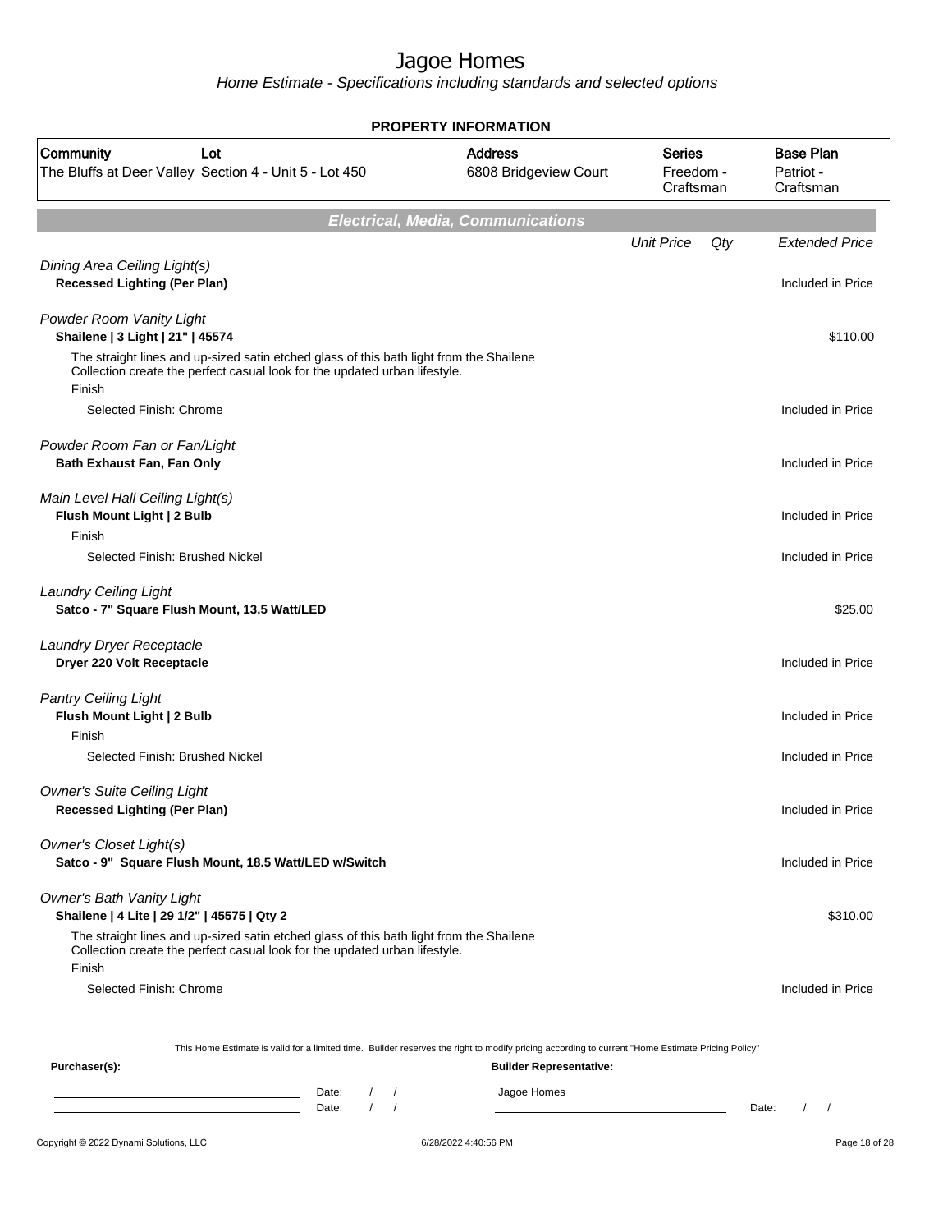# Jagoe Homes

*Home Estimate - Specifications including standards and selected options*

**PROPERTY INFORMATION**

| Community | Lot | Address | Series | Base Plan |
|---|---|---|---|---|
| The Bluffs at Deer Valley | Section 4 - Unit 5 - Lot 450 | 6808 Bridgeview Court | Freedom - Craftsman | Patriot - Craftsman |

## Electrical, Media, Communications

| | Unit Price | Qty | Extended Price |
|---|---|---|---|
| *Dining Area Ceiling Light(s)* | | | |
| **Recessed Lighting (Per Plan)** | | | Included in Price |
| *Powder Room Vanity Light* | | | |
| **Shailene \| 3 Light \| 21" \| 45574** | | | $110.00 |
| The straight lines and up-sized satin etched glass of this bath light from the Shailene Collection create the perfect casual look for the updated urban lifestyle. | | | |
| Finish | | | |
| Selected Finish: Chrome | | | Included in Price |
| *Powder Room Fan or Fan/Light* | | | |
| **Bath Exhaust Fan, Fan Only** | | | Included in Price |
| *Main Level Hall Ceiling Light(s)* | | | |
| **Flush Mount Light \| 2 Bulb** | | | Included in Price |
| Finish | | | |
| Selected Finish: Brushed Nickel | | | Included in Price |
| *Laundry Ceiling Light* | | | |
| **Satco - 7" Square Flush Mount, 13.5 Watt/LED** | | | $25.00 |
| *Laundry Dryer Receptacle* | | | |
| **Dryer 220 Volt Receptacle** | | | Included in Price |
| *Pantry Ceiling Light* | | | |
| **Flush Mount Light \| 2 Bulb** | | | Included in Price |
| Finish | | | |
| Selected Finish: Brushed Nickel | | | Included in Price |
| *Owner's Suite Ceiling Light* | | | |
| **Recessed Lighting (Per Plan)** | | | Included in Price |
| *Owner's Closet Light(s)* | | | |
| **Satco - 9" Square Flush Mount, 18.5 Watt/LED w/Switch** | | | Included in Price |
| *Owner's Bath Vanity Light* | | | |
| **Shailene \| 4 Lite \| 29 1/2" \| 45575 \| Qty 2** | | | $310.00 |
| The straight lines and up-sized satin etched glass of this bath light from the Shailene Collection create the perfect casual look for the updated urban lifestyle. | | | |
| Finish | | | |
| Selected Finish: Chrome | | | Included in Price |

This Home Estimate is valid for a limited time. Builder reserves the right to modify pricing according to current "Home Estimate Pricing Policy"

**Purchaser(s):** **Builder Representative:**

Date: / /   Jagoe Homes

Date: / /   Date: / /

Copyright © 2022 Dynami Solutions, LLC   6/28/2022 4:40:56 PM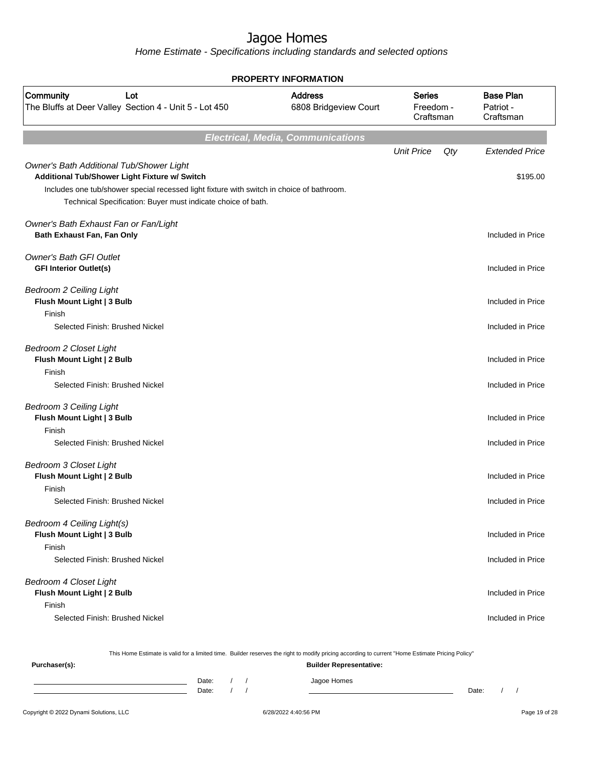# Jagoe Homes

*Home Estimate - Specifications including standards and selected options*

**PROPERTY INFORMATION**

| Community | Lot | Address | Series | Base Plan |
|---|---|---|---|---|
| The Bluffs at Deer Valley | Section 4 - Unit 5 - Lot 450 | 6808 Bridgeview Court | Freedom - Craftsman | Patriot - Craftsman |

## Electrical, Media, Communications

| | Unit Price | Qty | Extended Price |
|---|---|---|---|
| *Owner's Bath Additional Tub/Shower Light* | | | |
| **Additional Tub/Shower Light Fixture w/ Switch** | | | $195.00 |
| Includes one tub/shower special recessed light fixture with switch in choice of bathroom. | | | |
| Technical Specification: Buyer must indicate choice of bath. | | | |
| *Owner's Bath Exhaust Fan or Fan/Light* | | | |
| **Bath Exhaust Fan, Fan Only** | | | Included in Price |
| *Owner's Bath GFI Outlet* | | | |
| **GFI Interior Outlet(s)** | | | Included in Price |
| *Bedroom 2 Ceiling Light* | | | |
| **Flush Mount Light \| 3 Bulb** | | | Included in Price |
| Finish | | | |
| Selected Finish: Brushed Nickel | | | Included in Price |
| *Bedroom 2 Closet Light* | | | |
| **Flush Mount Light \| 2 Bulb** | | | Included in Price |
| Finish | | | |
| Selected Finish: Brushed Nickel | | | Included in Price |
| *Bedroom 3 Ceiling Light* | | | |
| **Flush Mount Light \| 3 Bulb** | | | Included in Price |
| Finish | | | |
| Selected Finish: Brushed Nickel | | | Included in Price |
| *Bedroom 3 Closet Light* | | | |
| **Flush Mount Light \| 2 Bulb** | | | Included in Price |
| Finish | | | |
| Selected Finish: Brushed Nickel | | | Included in Price |
| *Bedroom 4 Ceiling Light(s)* | | | |
| **Flush Mount Light \| 3 Bulb** | | | Included in Price |
| Finish | | | |
| Selected Finish: Brushed Nickel | | | Included in Price |
| *Bedroom 4 Closet Light* | | | |
| **Flush Mount Light \| 2 Bulb** | | | Included in Price |
| Finish | | | |
| Selected Finish: Brushed Nickel | | | Included in Price |

This Home Estimate is valid for a limited time. Builder reserves the right to modify pricing according to current "Home Estimate Pricing Policy"

**Purchaser(s):**

Date: / /

Date: / /

**Builder Representative:**

Jagoe Homes

Date: / /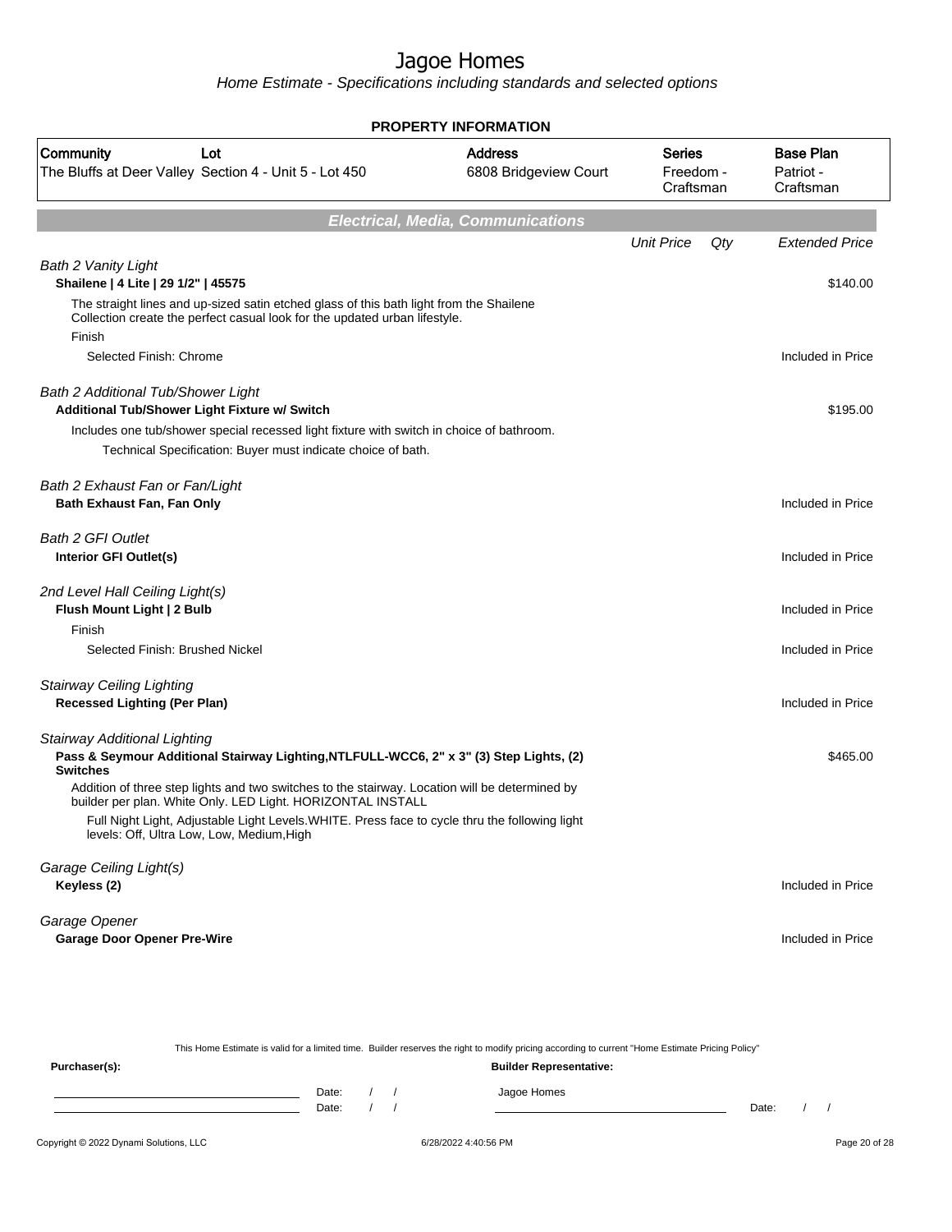# Jagoe Homes

*Home Estimate - Specifications including standards and selected options*

## PROPERTY INFORMATION

| Community | Lot | Address | Series | Base Plan |
|---|---|---|---|---|
| The Bluffs at Deer Valley | Section 4 - Unit 5 - Lot 450 | 6808 Bridgeview Court | Freedom - Craftsman | Patriot - Craftsman |

## Electrical, Media, Communications

| | Unit Price | Qty | Extended Price |
|---|---|---|---|
| *Bath 2 Vanity Light* | | | |
| **Shailene \| 4 Lite \| 29 1/2" \| 45575** | | | $140.00 |
| The straight lines and up-sized satin etched glass of this bath light from the Shailene Collection create the perfect casual look for the updated urban lifestyle. | | | |
| Finish | | | |
| Selected Finish: Chrome | | | Included in Price |
| *Bath 2 Additional Tub/Shower Light* | | | |
| **Additional Tub/Shower Light Fixture w/ Switch** | | | $195.00 |
| Includes one tub/shower special recessed light fixture with switch in choice of bathroom. | | | |
| Technical Specification: Buyer must indicate choice of bath. | | | |
| *Bath 2 Exhaust Fan or Fan/Light* | | | |
| **Bath Exhaust Fan, Fan Only** | | | Included in Price |
| *Bath 2 GFI Outlet* | | | |
| **Interior GFI Outlet(s)** | | | Included in Price |
| *2nd Level Hall Ceiling Light(s)* | | | |
| **Flush Mount Light \| 2 Bulb** | | | Included in Price |
| Finish | | | |
| Selected Finish: Brushed Nickel | | | Included in Price |
| *Stairway Ceiling Lighting* | | | |
| **Recessed Lighting (Per Plan)** | | | Included in Price |
| *Stairway Additional Lighting* | | | |
| **Pass & Seymour Additional Stairway Lighting,NTLFULL-WCC6, 2" x 3" (3) Step Lights, (2) Switches** | | | $465.00 |
| Addition of three step lights and two switches to the stairway. Location will be determined by builder per plan. White Only. LED Light. HORIZONTAL INSTALL | | | |
| Full Night Light, Adjustable Light Levels.WHITE. Press face to cycle thru the following light levels: Off, Ultra Low, Low, Medium,High | | | |
| *Garage Ceiling Light(s)* | | | |
| **Keyless (2)** | | | Included in Price |
| *Garage Opener* | | | |
| **Garage Door Opener Pre-Wire** | | | Included in Price |

This Home Estimate is valid for a limited time. Builder reserves the right to modify pricing according to current "Home Estimate Pricing Policy"

**Purchaser(s):** Date: / / Date: / /

**Builder Representative:** Jagoe Homes Date: / /

Copyright © 2022 Dynami Solutions, LLC 6/28/2022 4:40:56 PM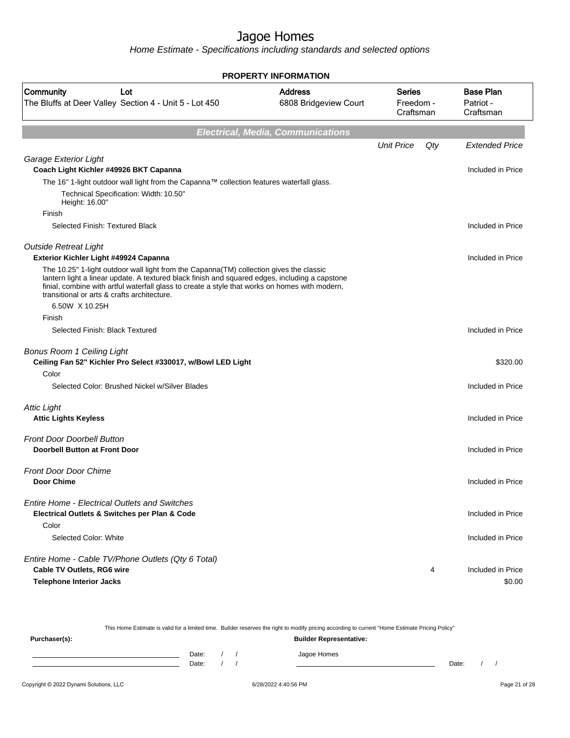# Jagoe Homes

*Home Estimate - Specifications including standards and selected options*

**PROPERTY INFORMATION**

| Community | Lot | Address | Series | Base Plan |
|---|---|---|---|---|
| The Bluffs at Deer Valley | Section 4 - Unit 5 - Lot 450 | 6808 Bridgeview Court | Freedom - Craftsman | Patriot - Craftsman |

## Electrical, Media, Communications

| | Unit Price | Qty | Extended Price |
|---|---|---|---|
| *Garage Exterior Light* | | | |
| **Coach Light Kichler #49926 BKT Capanna** | | | Included in Price |
| The 16" 1-light outdoor wall light from the Capanna™ collection features waterfall glass. | | | |
| Technical Specification: Width: 10.50" Height: 16.00" | | | |
| Finish | | | |
| Selected Finish: Textured Black | | | Included in Price |
| *Outside Retreat Light* | | | |
| **Exterior Kichler Light #49924 Capanna** | | | Included in Price |
| The 10.25" 1-light outdoor wall light from the Capanna(TM) collection gives the classic lantern light a linear update. A textured black finish and squared edges, including a capstone finial, combine with artful waterfall glass to create a style that works on homes with modern, transitional or arts & crafts architecture. | | | |
| 6.50W X 10.25H | | | |
| Finish | | | |
| Selected Finish: Black Textured | | | Included in Price |
| *Bonus Room 1 Ceiling Light* | | | |
| **Ceiling Fan 52" Kichler Pro Select #330017, w/Bowl LED Light** | | | $320.00 |
| Color | | | |
| Selected Color: Brushed Nickel w/Silver Blades | | | Included in Price |
| *Attic Light* | | | |
| **Attic Lights Keyless** | | | Included in Price |
| *Front Door Doorbell Button* | | | |
| **Doorbell Button at Front Door** | | | Included in Price |
| *Front Door Door Chime* | | | |
| **Door Chime** | | | Included in Price |
| *Entire Home - Electrical Outlets and Switches* | | | |
| **Electrical Outlets & Switches per Plan & Code** | | | Included in Price |
| Color | | | |
| Selected Color: White | | | Included in Price |
| *Entire Home - Cable TV/Phone Outlets (Qty 6 Total)* | | | |
| **Cable TV Outlets, RG6 wire** | | 4 | Included in Price |
| **Telephone Interior Jacks** | | | $0.00 |

This Home Estimate is valid for a limited time. Builder reserves the right to modify pricing according to current "Home Estimate Pricing Policy"

**Purchaser(s):** Date: / / Date: / /

**Builder Representative:** Jagoe Homes Date: / /

Copyright © 2022 Dynami Solutions, LLC 6/28/2022 4:40:56 PM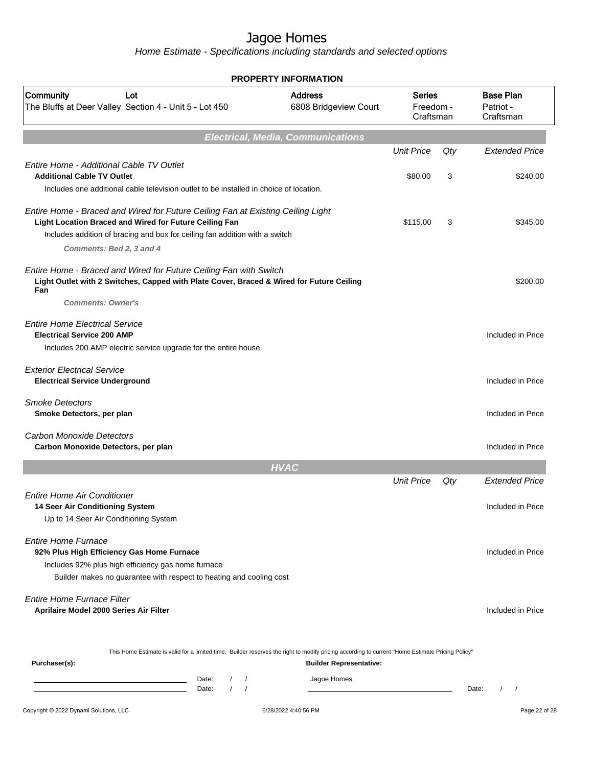# Jagoe Homes

*Home Estimate - Specifications including standards and selected options*

## PROPERTY INFORMATION

| Community | Lot | Address | Series | Base Plan |
|---|---|---|---|---|
| The Bluffs at Deer Valley | Section 4 - Unit 5 - Lot 450 | 6808 Bridgeview Court | Freedom - Craftsman | Patriot - Craftsman |

## Electrical, Media, Communications

| | Unit Price | Qty | Extended Price |
|---|---|---|---|
| *Entire Home - Additional Cable TV Outlet* | | | |
| **Additional Cable TV Outlet** | $80.00 | 3 | $240.00 |
| Includes one additional cable television outlet to be installed in choice of location. | | | |
| *Entire Home - Braced and Wired for Future Ceiling Fan at Existing Ceiling Light* | | | |
| **Light Location Braced and Wired for Future Ceiling Fan** | $115.00 | 3 | $345.00 |
| Includes addition of bracing and box for ceiling fan addition with a switch | | | |
| ***Comments: Bed 2, 3 and 4*** | | | |
| *Entire Home - Braced and Wired for Future Ceiling Fan with Switch* | | | |
| **Light Outlet with 2 Switches, Capped with Plate Cover, Braced & Wired for Future Ceiling Fan** | | | $200.00 |
| ***Comments: Owner's*** | | | |
| *Entire Home Electrical Service* | | | |
| **Electrical Service 200 AMP** | | | Included in Price |
| Includes 200 AMP electric service upgrade for the entire house. | | | |
| *Exterior Electrical Service* | | | |
| **Electrical Service Underground** | | | Included in Price |
| *Smoke Detectors* | | | |
| **Smoke Detectors, per plan** | | | Included in Price |
| *Carbon Monoxide Detectors* | | | |
| **Carbon Monoxide Detectors, per plan** | | | Included in Price |

## HVAC

| | Unit Price | Qty | Extended Price |
|---|---|---|---|
| *Entire Home Air Conditioner* | | | |
| **14 Seer Air Conditioning System** | | | Included in Price |
| Up to 14 Seer Air Conditioning System | | | |
| *Entire Home Furnace* | | | |
| **92% Plus High Efficiency Gas Home Furnace** | | | Included in Price |
| Includes 92% plus high efficiency gas home furnace | | | |
| Builder makes no guarantee with respect to heating and cooling cost | | | |
| *Entire Home Furnace Filter* | | | |
| **Aprilaire Model 2000 Series Air Filter** | | | Included in Price |

This Home Estimate is valid for a limited time. Builder reserves the right to modify pricing according to current "Home Estimate Pricing Policy"

**Purchaser(s):**

Date: / /

Date: / /

**Builder Representative:**

Jagoe Homes

Date: / /

Copyright © 2022 Dynami Solutions, LLC — 6/28/2022 4:40:56 PM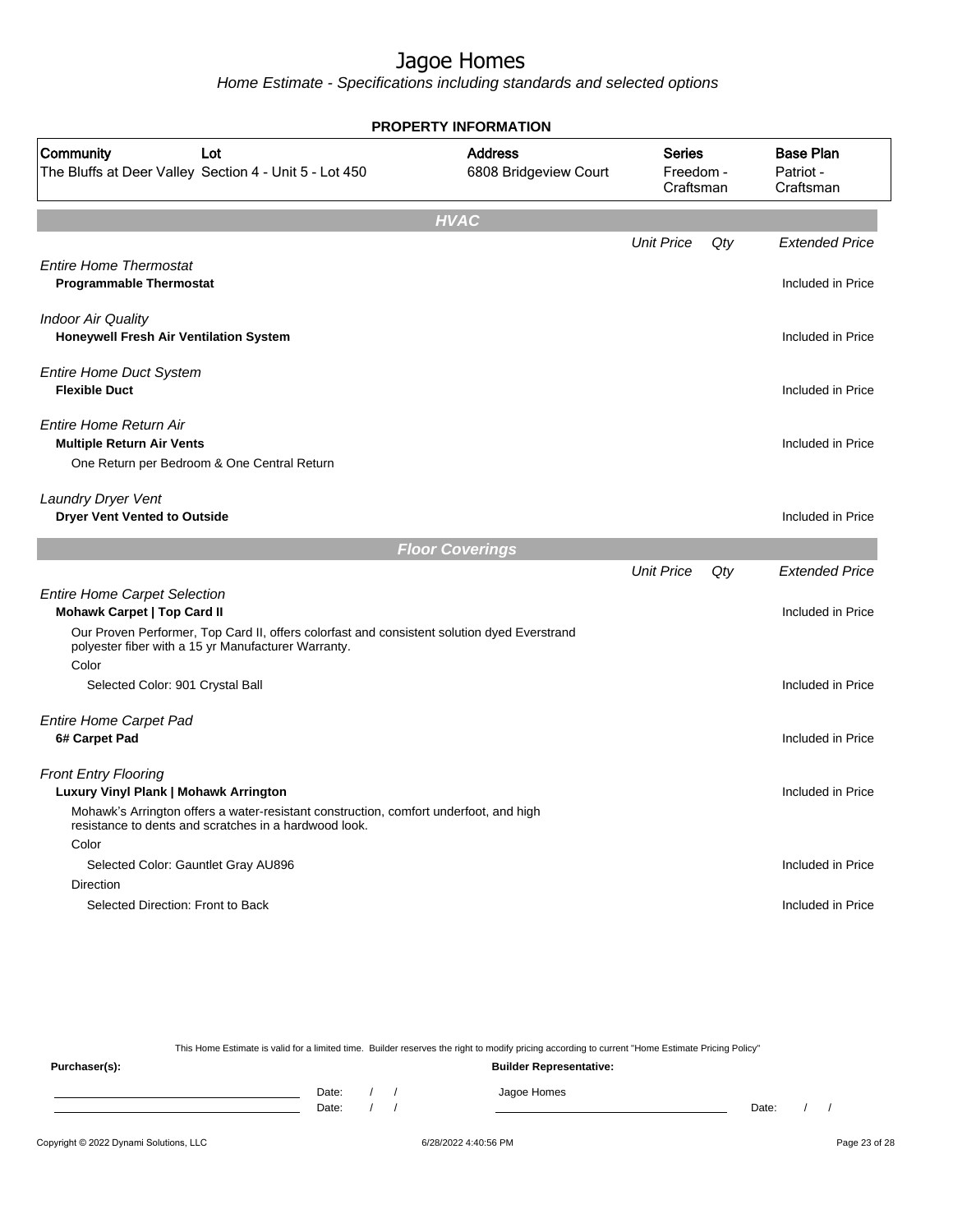# Jagoe Homes

*Home Estimate - Specifications including standards and selected options*

## PROPERTY INFORMATION

| Community | Lot | Address | Series | Base Plan |
|---|---|---|---|---|
| The Bluffs at Deer Valley | Section 4 - Unit 5 - Lot 450 | 6808 Bridgeview Court | Freedom - Craftsman | Patriot - Craftsman |

## HVAC

| | Unit Price | Qty | Extended Price |
|---|---|---|---|
| *Entire Home Thermostat* | | | |
| **Programmable Thermostat** | | | Included in Price |
| *Indoor Air Quality* | | | |
| **Honeywell Fresh Air Ventilation System** | | | Included in Price |
| *Entire Home Duct System* | | | |
| **Flexible Duct** | | | Included in Price |
| *Entire Home Return Air* | | | |
| **Multiple Return Air Vents** | | | Included in Price |
| One Return per Bedroom & One Central Return | | | |
| *Laundry Dryer Vent* | | | |
| **Dryer Vent Vented to Outside** | | | Included in Price |

## Floor Coverings

| | Unit Price | Qty | Extended Price |
|---|---|---|---|
| *Entire Home Carpet Selection* | | | |
| **Mohawk Carpet \| Top Card II** | | | Included in Price |
| Our Proven Performer, Top Card II, offers colorfast and consistent solution dyed Everstrand polyester fiber with a 15 yr Manufacturer Warranty. | | | |
| Color | | | |
| Selected Color: 901 Crystal Ball | | | Included in Price |
| *Entire Home Carpet Pad* | | | |
| **6# Carpet Pad** | | | Included in Price |
| *Front Entry Flooring* | | | |
| **Luxury Vinyl Plank \| Mohawk Arrington** | | | Included in Price |
| Mohawk's Arrington offers a water-resistant construction, comfort underfoot, and high resistance to dents and scratches in a hardwood look. | | | |
| Color | | | |
| Selected Color: Gauntlet Gray AU896 | | | Included in Price |
| Direction | | | |
| Selected Direction: Front to Back | | | Included in Price |

This Home Estimate is valid for a limited time. Builder reserves the right to modify pricing according to current "Home Estimate Pricing Policy"

**Purchaser(s):** 

Date: / /

Date: / /

**Builder Representative:**

Jagoe Homes

Date: / /

Copyright © 2022 Dynami Solutions, LLC — 6/28/2022 4:40:56 PM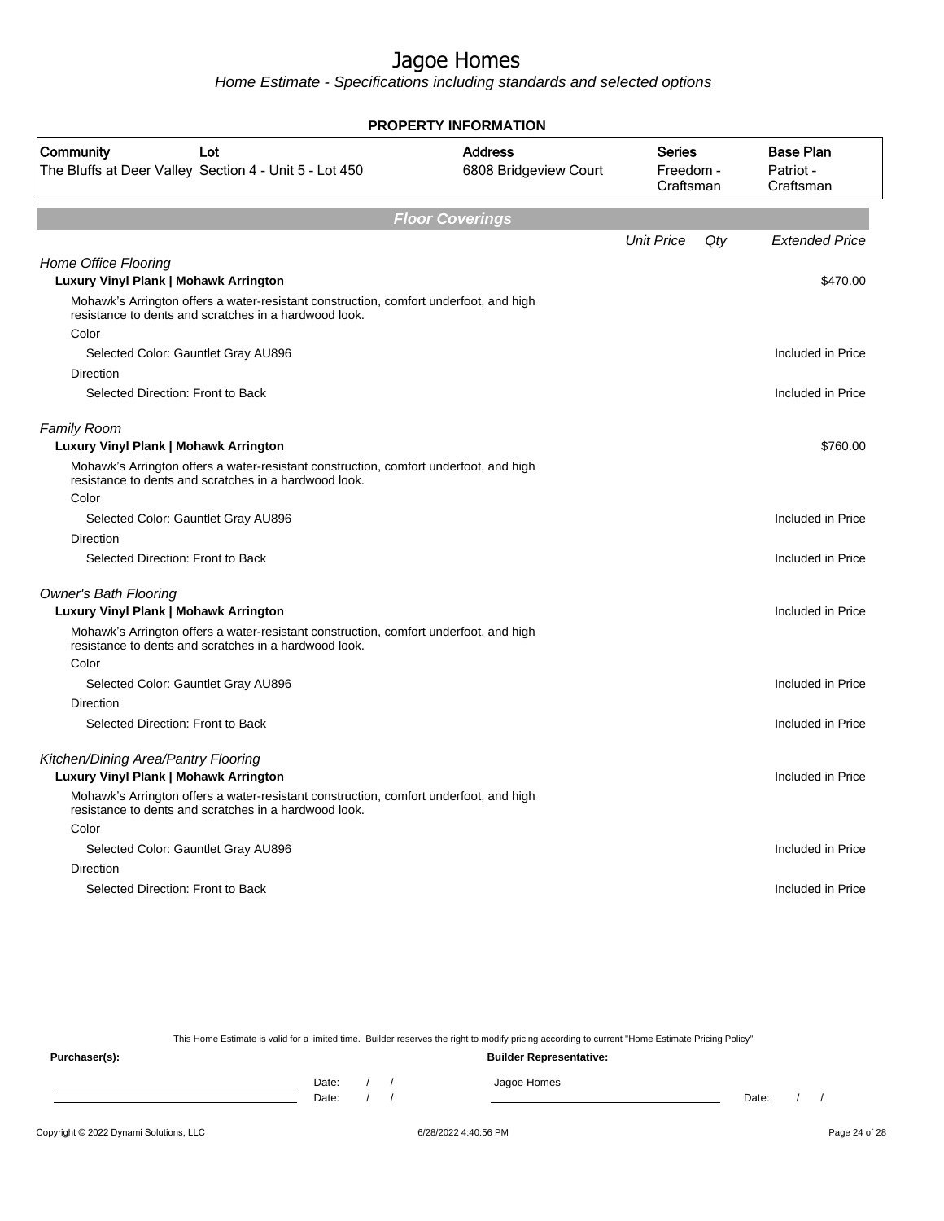# Jagoe Homes

*Home Estimate - Specifications including standards and selected options*

**PROPERTY INFORMATION**

| Community | Lot | Address | Series | Base Plan |
|---|---|---|---|---|
| The Bluffs at Deer Valley | Section 4 - Unit 5 - Lot 450 | 6808 Bridgeview Court | Freedom - Craftsman | Patriot - Craftsman |

## Floor Coverings

| | Unit Price | Qty | Extended Price |
|---|---|---|---|
| *Home Office Flooring* | | | |
| **Luxury Vinyl Plank \| Mohawk Arrington** | | | $470.00 |
| Mohawk's Arrington offers a water-resistant construction, comfort underfoot, and high resistance to dents and scratches in a hardwood look. | | | |
| Color | | | |
| Selected Color: Gauntlet Gray AU896 | | | Included in Price |
| Direction | | | |
| Selected Direction: Front to Back | | | Included in Price |
| *Family Room* | | | |
| **Luxury Vinyl Plank \| Mohawk Arrington** | | | $760.00 |
| Mohawk's Arrington offers a water-resistant construction, comfort underfoot, and high resistance to dents and scratches in a hardwood look. | | | |
| Color | | | |
| Selected Color: Gauntlet Gray AU896 | | | Included in Price |
| Direction | | | |
| Selected Direction: Front to Back | | | Included in Price |
| *Owner's Bath Flooring* | | | |
| **Luxury Vinyl Plank \| Mohawk Arrington** | | | Included in Price |
| Mohawk's Arrington offers a water-resistant construction, comfort underfoot, and high resistance to dents and scratches in a hardwood look. | | | |
| Color | | | |
| Selected Color: Gauntlet Gray AU896 | | | Included in Price |
| Direction | | | |
| Selected Direction: Front to Back | | | Included in Price |
| *Kitchen/Dining Area/Pantry Flooring* | | | |
| **Luxury Vinyl Plank \| Mohawk Arrington** | | | Included in Price |
| Mohawk's Arrington offers a water-resistant construction, comfort underfoot, and high resistance to dents and scratches in a hardwood look. | | | |
| Color | | | |
| Selected Color: Gauntlet Gray AU896 | | | Included in Price |
| Direction | | | |
| Selected Direction: Front to Back | | | Included in Price |

This Home Estimate is valid for a limited time. Builder reserves the right to modify pricing according to current "Home Estimate Pricing Policy"

**Purchaser(s):**

Date: / /
Date: / /

**Builder Representative:**

Jagoe Homes

Date: / /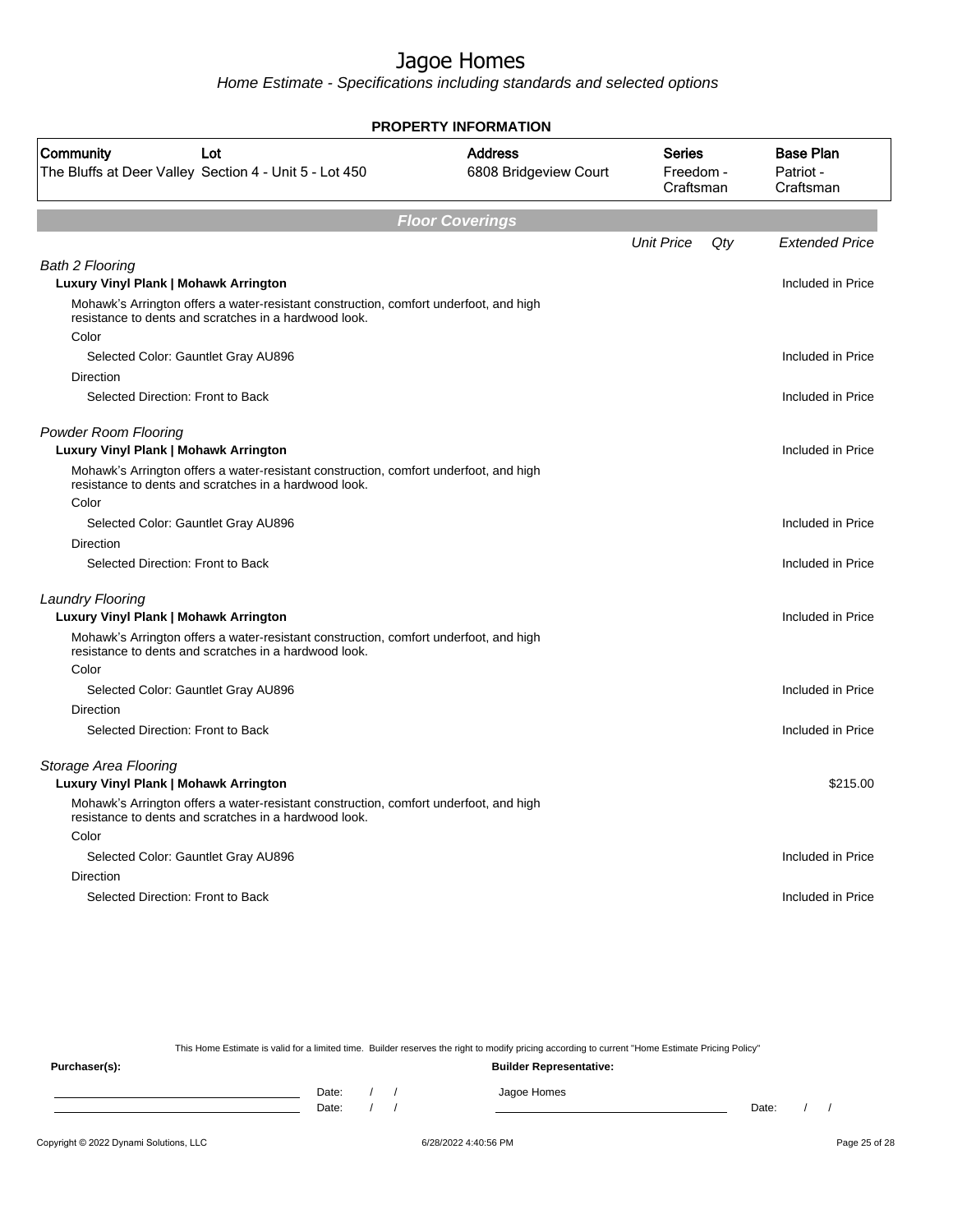# Jagoe Homes

*Home Estimate - Specifications including standards and selected options*

## PROPERTY INFORMATION

| Community | Lot | Address | Series | Base Plan |
|---|---|---|---|---|
| The Bluffs at Deer Valley | Section 4 - Unit 5 - Lot 450 | 6808 Bridgeview Court | Freedom - Craftsman | Patriot - Craftsman |

## Floor Coverings

| | Unit Price | Qty | Extended Price |
|---|---|---|---|
| *Bath 2 Flooring* | | | |
| **Luxury Vinyl Plank \| Mohawk Arrington** | | | Included in Price |
| Mohawk's Arrington offers a water-resistant construction, comfort underfoot, and high resistance to dents and scratches in a hardwood look. | | | |
| Color | | | |
| Selected Color: Gauntlet Gray AU896 | | | Included in Price |
| Direction | | | |
| Selected Direction: Front to Back | | | Included in Price |
| *Powder Room Flooring* | | | |
| **Luxury Vinyl Plank \| Mohawk Arrington** | | | Included in Price |
| Mohawk's Arrington offers a water-resistant construction, comfort underfoot, and high resistance to dents and scratches in a hardwood look. | | | |
| Color | | | |
| Selected Color: Gauntlet Gray AU896 | | | Included in Price |
| Direction | | | |
| Selected Direction: Front to Back | | | Included in Price |
| *Laundry Flooring* | | | |
| **Luxury Vinyl Plank \| Mohawk Arrington** | | | Included in Price |
| Mohawk's Arrington offers a water-resistant construction, comfort underfoot, and high resistance to dents and scratches in a hardwood look. | | | |
| Color | | | |
| Selected Color: Gauntlet Gray AU896 | | | Included in Price |
| Direction | | | |
| Selected Direction: Front to Back | | | Included in Price |
| *Storage Area Flooring* | | | |
| **Luxury Vinyl Plank \| Mohawk Arrington** | | | $215.00 |
| Mohawk's Arrington offers a water-resistant construction, comfort underfoot, and high resistance to dents and scratches in a hardwood look. | | | |
| Color | | | |
| Selected Color: Gauntlet Gray AU896 | | | Included in Price |
| Direction | | | |
| Selected Direction: Front to Back | | | Included in Price |

This Home Estimate is valid for a limited time. Builder reserves the right to modify pricing according to current "Home Estimate Pricing Policy"

**Purchaser(s):**

Date: / /

Date: / /

**Builder Representative:**

Jagoe Homes

Date: / /

Copyright © 2022 Dynami Solutions, LLC — 6/28/2022 4:40:56 PM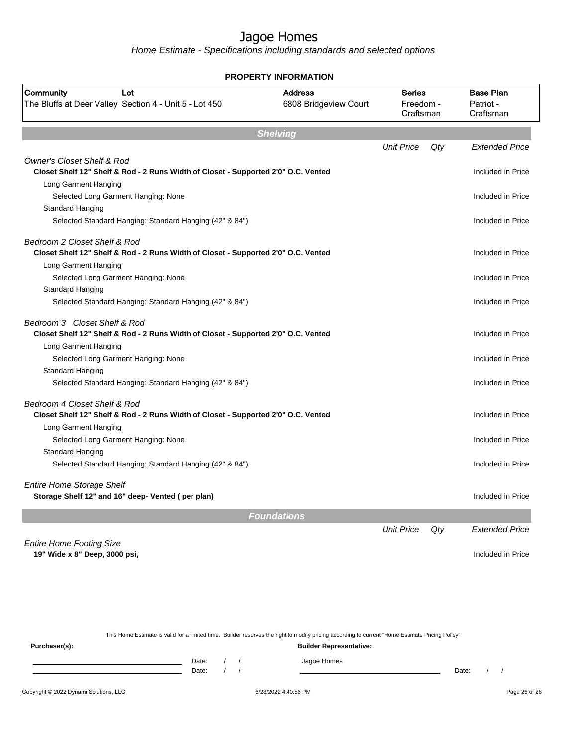# Jagoe Homes

*Home Estimate - Specifications including standards and selected options*

**PROPERTY INFORMATION**

| Community | Lot | Address | Series | Base Plan |
|---|---|---|---|---|
| The Bluffs at Deer Valley | Section 4 - Unit 5 - Lot 450 | 6808 Bridgeview Court | Freedom - Craftsman | Patriot - Craftsman |

## Shelving

| | Unit Price | Qty | Extended Price |
|---|---|---|---|
| *Owner's Closet Shelf & Rod* | | | |
| **Closet Shelf 12" Shelf & Rod - 2 Runs Width of Closet - Supported 2'0" O.C. Vented** | | | Included in Price |
| Long Garment Hanging | | | |
| Selected Long Garment Hanging: None | | | Included in Price |
| Standard Hanging | | | |
| Selected Standard Hanging: Standard Hanging (42" & 84") | | | Included in Price |
| *Bedroom 2 Closet Shelf & Rod* | | | |
| **Closet Shelf 12" Shelf & Rod - 2 Runs Width of Closet - Supported 2'0" O.C. Vented** | | | Included in Price |
| Long Garment Hanging | | | |
| Selected Long Garment Hanging: None | | | Included in Price |
| Standard Hanging | | | |
| Selected Standard Hanging: Standard Hanging (42" & 84") | | | Included in Price |
| *Bedroom 3 Closet Shelf & Rod* | | | |
| **Closet Shelf 12" Shelf & Rod - 2 Runs Width of Closet - Supported 2'0" O.C. Vented** | | | Included in Price |
| Long Garment Hanging | | | |
| Selected Long Garment Hanging: None | | | Included in Price |
| Standard Hanging | | | |
| Selected Standard Hanging: Standard Hanging (42" & 84") | | | Included in Price |
| *Bedroom 4 Closet Shelf & Rod* | | | |
| **Closet Shelf 12" Shelf & Rod - 2 Runs Width of Closet - Supported 2'0" O.C. Vented** | | | Included in Price |
| Long Garment Hanging | | | |
| Selected Long Garment Hanging: None | | | Included in Price |
| Standard Hanging | | | |
| Selected Standard Hanging: Standard Hanging (42" & 84") | | | Included in Price |
| *Entire Home Storage Shelf* | | | |
| **Storage Shelf 12" and 16" deep- Vented ( per plan)** | | | Included in Price |

## Foundations

| | Unit Price | Qty | Extended Price |
|---|---|---|---|
| *Entire Home Footing Size* | | | |
| **19" Wide x 8" Deep, 3000 psi,** | | | Included in Price |

This Home Estimate is valid for a limited time. Builder reserves the right to modify pricing according to current "Home Estimate Pricing Policy"

**Purchaser(s):**

Date: / /

Date: / /

**Builder Representative:**

Jagoe Homes

Date: / /

Copyright © 2022 Dynami Solutions, LLC

6/28/2022 4:40:56 PM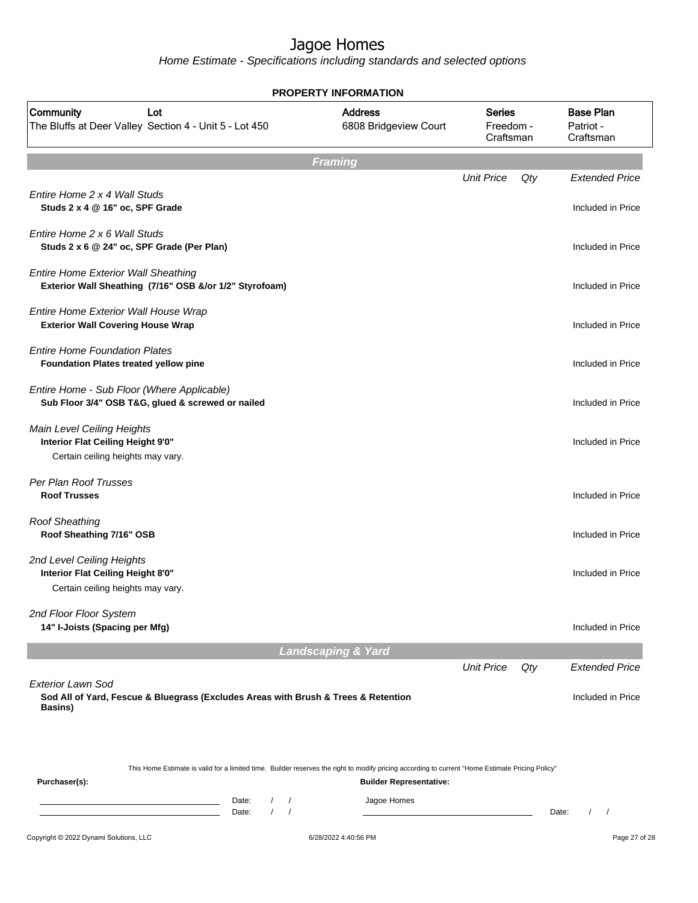# Jagoe Homes

*Home Estimate - Specifications including standards and selected options*

## PROPERTY INFORMATION

| Community | Lot | Address | Series | Base Plan |
|---|---|---|---|---|
| The Bluffs at Deer Valley | Section 4 - Unit 5 - Lot 450 | 6808 Bridgeview Court | Freedom - Craftsman | Patriot - Craftsman |

## Framing

| | Unit Price | Qty | Extended Price |
|---|---|---|---|
| *Entire Home 2 x 4 Wall Studs*<br>**Studs 2 x 4 @ 16" oc, SPF Grade** | | | Included in Price |
| *Entire Home 2 x 6 Wall Studs*<br>**Studs 2 x 6 @ 24" oc, SPF Grade (Per Plan)** | | | Included in Price |
| *Entire Home Exterior Wall Sheathing*<br>**Exterior Wall Sheathing (7/16" OSB &/or 1/2" Styrofoam)** | | | Included in Price |
| *Entire Home Exterior Wall House Wrap*<br>**Exterior Wall Covering House Wrap** | | | Included in Price |
| *Entire Home Foundation Plates*<br>**Foundation Plates treated yellow pine** | | | Included in Price |
| *Entire Home - Sub Floor (Where Applicable)*<br>**Sub Floor 3/4" OSB T&G, glued & screwed or nailed** | | | Included in Price |
| *Main Level Ceiling Heights*<br>**Interior Flat Ceiling Height 9'0"**<br>Certain ceiling heights may vary. | | | Included in Price |
| *Per Plan Roof Trusses*<br>**Roof Trusses** | | | Included in Price |
| *Roof Sheathing*<br>**Roof Sheathing 7/16" OSB** | | | Included in Price |
| *2nd Level Ceiling Heights*<br>**Interior Flat Ceiling Height 8'0"**<br>Certain ceiling heights may vary. | | | Included in Price |
| *2nd Floor Floor System*<br>**14" I-Joists (Spacing per Mfg)** | | | Included in Price |

## Landscaping & Yard

| | Unit Price | Qty | Extended Price |
|---|---|---|---|
| *Exterior Lawn Sod*<br>**Sod All of Yard, Fescue & Bluegrass (Excludes Areas with Brush & Trees & Retention Basins)** | | | Included in Price |

This Home Estimate is valid for a limited time. Builder reserves the right to modify pricing according to current "Home Estimate Pricing Policy"

**Purchaser(s):**

Date: / /

Date: / /

**Builder Representative:**

Jagoe Homes

Date: / /

Copyright © 2022 Dynami Solutions, LLC — 6/28/2022 4:40:56 PM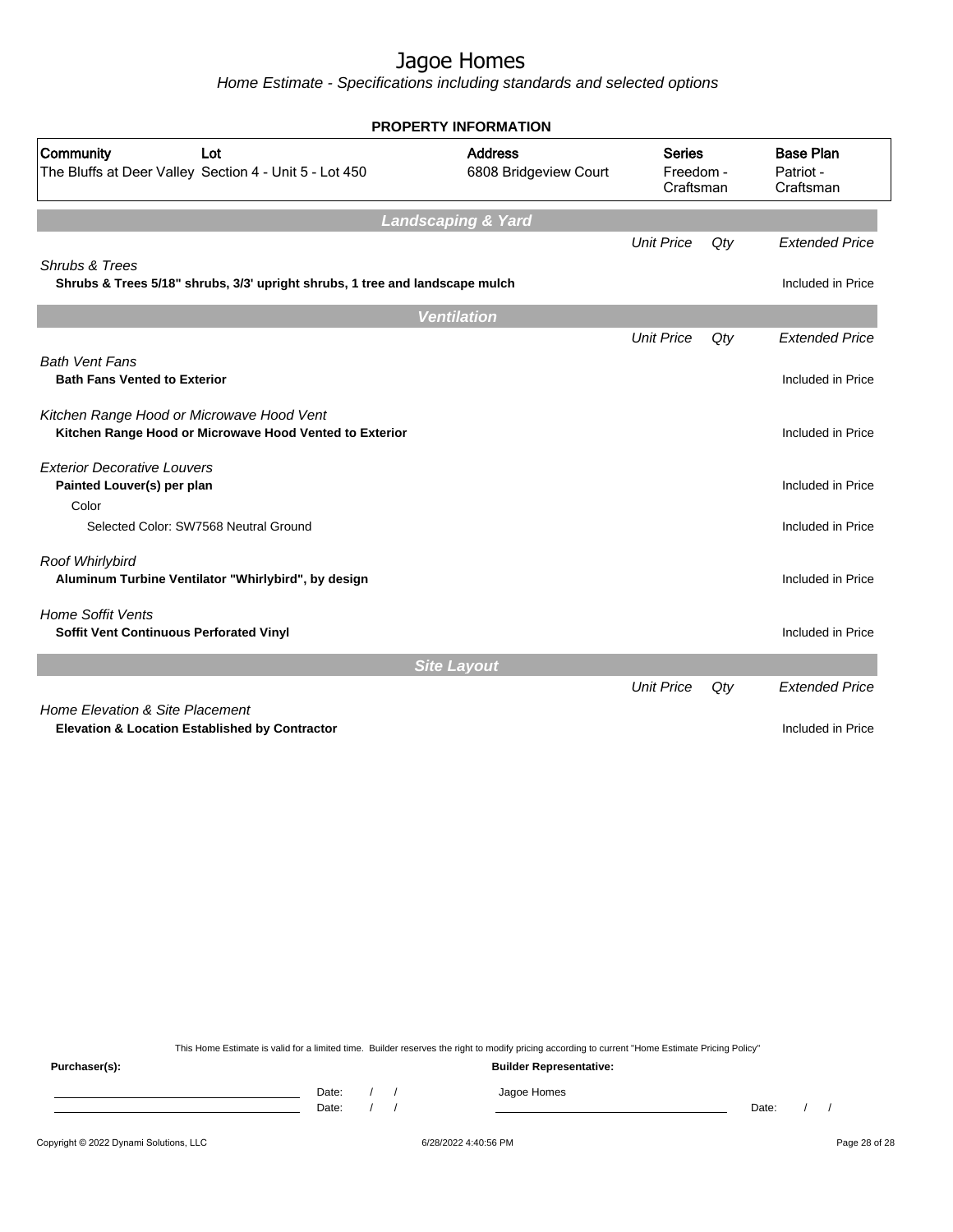# Jagoe Homes

*Home Estimate - Specifications including standards and selected options*

**PROPERTY INFORMATION**

| Community | Lot | Address | Series | Base Plan |
|---|---|---|---|---|
| The Bluffs at Deer Valley | Section 4 - Unit 5 - Lot 450 | 6808 Bridgeview Court | Freedom - Craftsman | Patriot - Craftsman |

## Landscaping & Yard

| | Unit Price | Qty | Extended Price |
|---|---|---|---|
| *Shrubs & Trees* | | | |
| **Shrubs & Trees 5/18" shrubs, 3/3' upright shrubs, 1 tree and landscape mulch** | | | Included in Price |

## Ventilation

| | Unit Price | Qty | Extended Price |
|---|---|---|---|
| *Bath Vent Fans* | | | |
| **Bath Fans Vented to Exterior** | | | Included in Price |
| *Kitchen Range Hood or Microwave Hood Vent* | | | |
| **Kitchen Range Hood or Microwave Hood Vented to Exterior** | | | Included in Price |
| *Exterior Decorative Louvers* | | | |
| **Painted Louver(s) per plan** | | | Included in Price |
| Color | | | |
| Selected Color: SW7568 Neutral Ground | | | Included in Price |
| *Roof Whirlybird* | | | |
| **Aluminum Turbine Ventilator "Whirlybird", by design** | | | Included in Price |
| *Home Soffit Vents* | | | |
| **Soffit Vent Continuous Perforated Vinyl** | | | Included in Price |

## Site Layout

| | Unit Price | Qty | Extended Price |
|---|---|---|---|
| *Home Elevation & Site Placement* | | | |
| **Elevation & Location Established by Contractor** | | | Included in Price |

This Home Estimate is valid for a limited time. Builder reserves the right to modify pricing according to current "Home Estimate Pricing Policy"

**Purchaser(s):**

Date: / /

Date: / /

**Builder Representative:**

Jagoe Homes

Date: / /

Copyright © 2022 Dynami Solutions, LLC 6/28/2022 4:40:56 PM